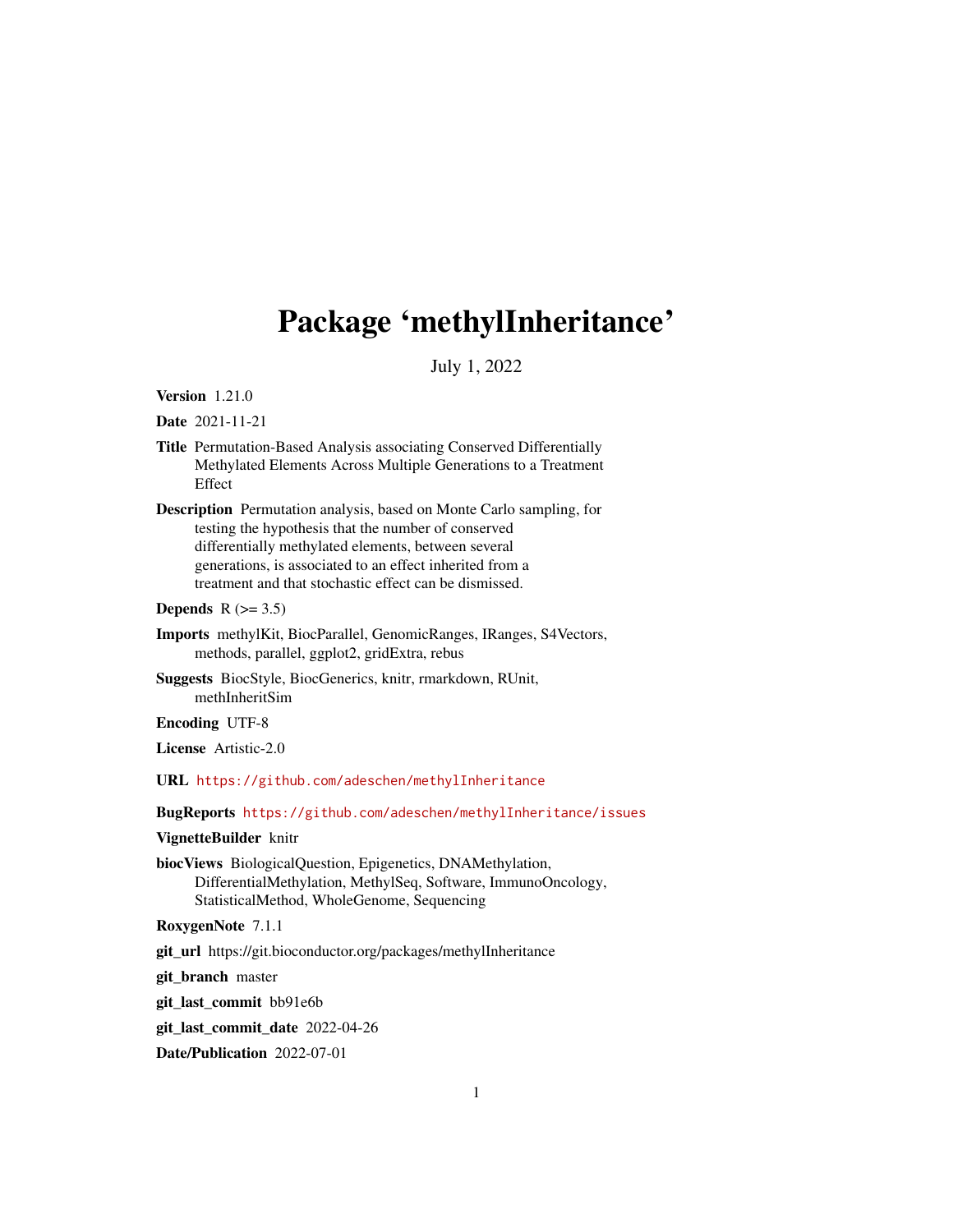# Package 'methylInheritance'

July 1, 2022

**Version** 1.21.0

**Date** 2021-11-21

**Title** Permutation-Based Analysis associating Conserved Differentially Methylated Elements Across Multiple Generations to a Treatment Effect

**Description** Permutation analysis, based on Monte Carlo sampling, for testing the hypothesis that the number of conserved differentially methylated elements, between several generations, is associated to an effect inherited from a treatment and that stochastic effect can be dismissed.

**Depends** R (>= 3.5)

**Imports** methylKit, BiocParallel, GenomicRanges, IRanges, S4Vectors, methods, parallel, ggplot2, gridExtra, rebus

**Suggests** BiocStyle, BiocGenerics, knitr, rmarkdown, RUnit, methInheritSim

**Encoding** UTF-8

**License** Artistic-2.0

**URL** https://github.com/adeschen/methylInheritance

**BugReports** https://github.com/adeschen/methylInheritance/issues

**VignetteBuilder** knitr

**biocViews** BiologicalQuestion, Epigenetics, DNAMethylation, DifferentialMethylation, MethylSeq, Software, ImmunoOncology, StatisticalMethod, WholeGenome, Sequencing

**RoxygenNote** 7.1.1

**git_url** https://git.bioconductor.org/packages/methylInheritance

**git_branch** master

**git_last_commit** bb91e6b

**git_last_commit_date** 2022-04-26

**Date/Publication** 2022-07-01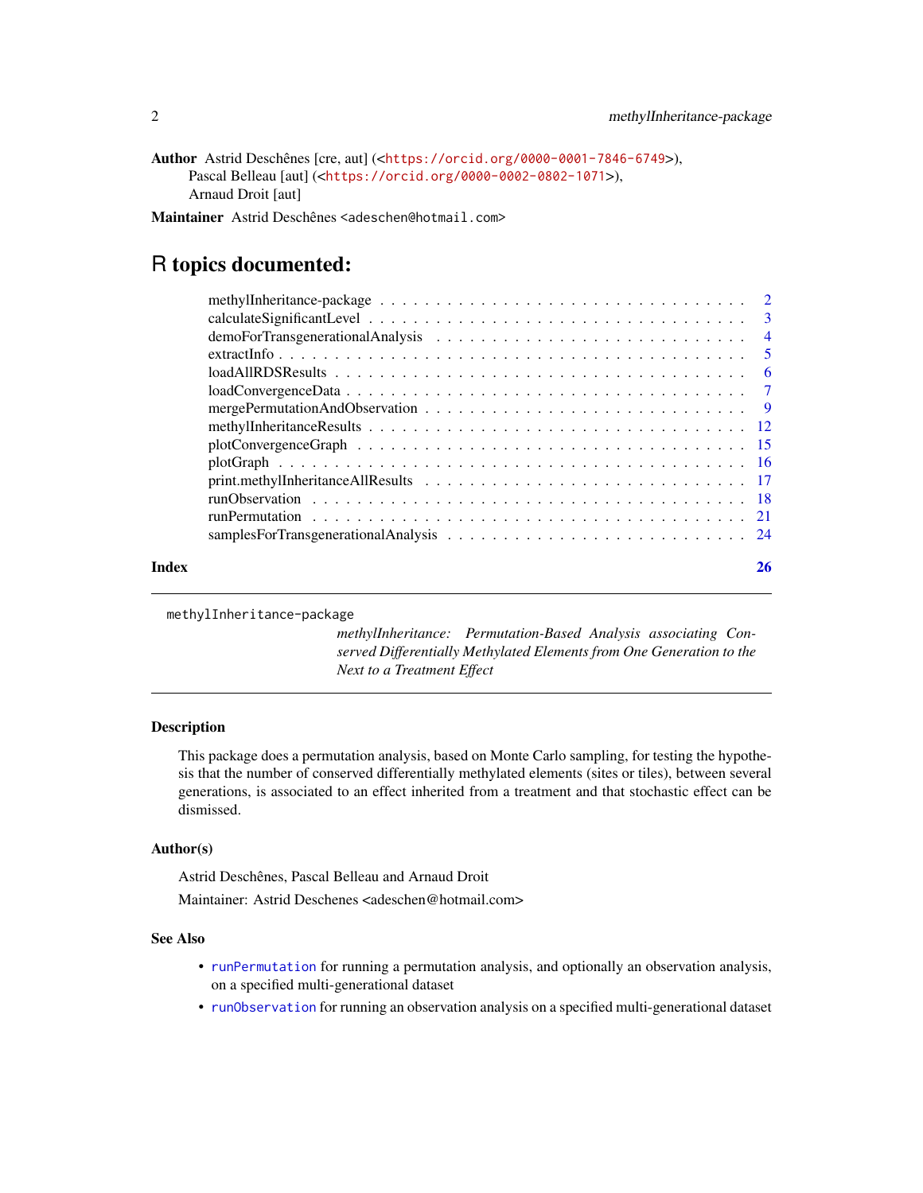**Author** Astrid Deschênes [cre, aut] (<https://orcid.org/0000-0001-7846-6749>),
Pascal Belleau [aut] (<https://orcid.org/0000-0002-0802-1071>),
Arnaud Droit [aut]

**Maintainer** Astrid Deschênes <adeschen@hotmail.com>

# R topics documented:

| | |
|---|---|
| methylInheritance-package | 2 |
| calculateSignificantLevel | 3 |
| demoForTransgenerationalAnalysis | 4 |
| extractInfo | 5 |
| loadAllRDSResults | 6 |
| loadConvergenceData | 7 |
| mergePermutationAndObservation | 9 |
| methylInheritanceResults | 12 |
| plotConvergenceGraph | 15 |
| plotGraph | 16 |
| print.methylInheritanceAllResults | 17 |
| runObservation | 18 |
| runPermutation | 21 |
| samplesForTransgenerationalAnalysis | 24 |
| **Index** | **26** |

---

`methylInheritance-package`

*methylInheritance: Permutation-Based Analysis associating Conserved Differentially Methylated Elements from One Generation to the Next to a Treatment Effect*

---

### Description

This package does a permutation analysis, based on Monte Carlo sampling, for testing the hypothesis that the number of conserved differentially methylated elements (sites or tiles), between several generations, is associated to an effect inherited from a treatment and that stochastic effect can be dismissed.

### Author(s)

Astrid Deschênes, Pascal Belleau and Arnaud Droit

Maintainer: Astrid Deschenes <adeschen@hotmail.com>

### See Also

- `runPermutation` for running a permutation analysis, and optionally an observation analysis, on a specified multi-generational dataset
- `runObservation` for running an observation analysis on a specified multi-generational dataset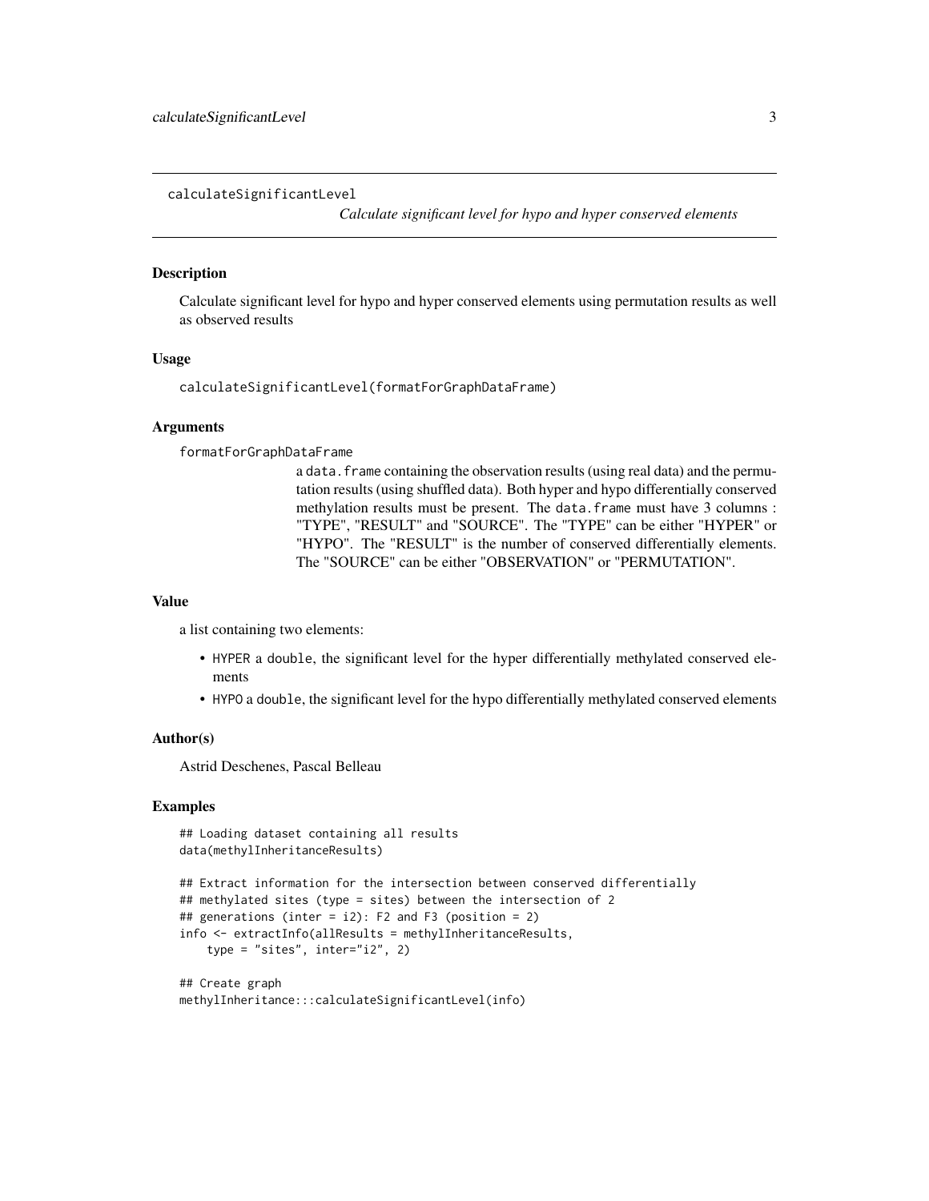`calculateSignificantLevel`

*Calculate significant level for hypo and hyper conserved elements*

## Description

Calculate significant level for hypo and hyper conserved elements using permutation results as well as observed results

## Usage

```
calculateSignificantLevel(formatForGraphDataFrame)
```

## Arguments

`formatForGraphDataFrame`
: a `data.frame` containing the observation results (using real data) and the permutation results (using shuffled data). Both hyper and hypo differentially conserved methylation results must be present. The `data.frame` must have 3 columns : "TYPE", "RESULT" and "SOURCE". The "TYPE" can be either "HYPER" or "HYPO". The "RESULT" is the number of conserved differentially elements. The "SOURCE" can be either "OBSERVATION" or "PERMUTATION".

## Value

a list containing two elements:

- `HYPER` a `double`, the significant level for the hyper differentially methylated conserved elements
- `HYPO` a `double`, the significant level for the hypo differentially methylated conserved elements

## Author(s)

Astrid Deschenes, Pascal Belleau

## Examples

```
## Loading dataset containing all results
data(methylInheritanceResults)

## Extract information for the intersection between conserved differentially
## methylated sites (type = sites) between the intersection of 2
## generations (inter = i2): F2 and F3 (position = 2)
info <- extractInfo(allResults = methylInheritanceResults,
    type = "sites", inter="i2", 2)

## Create graph
methylInheritance:::calculateSignificantLevel(info)
```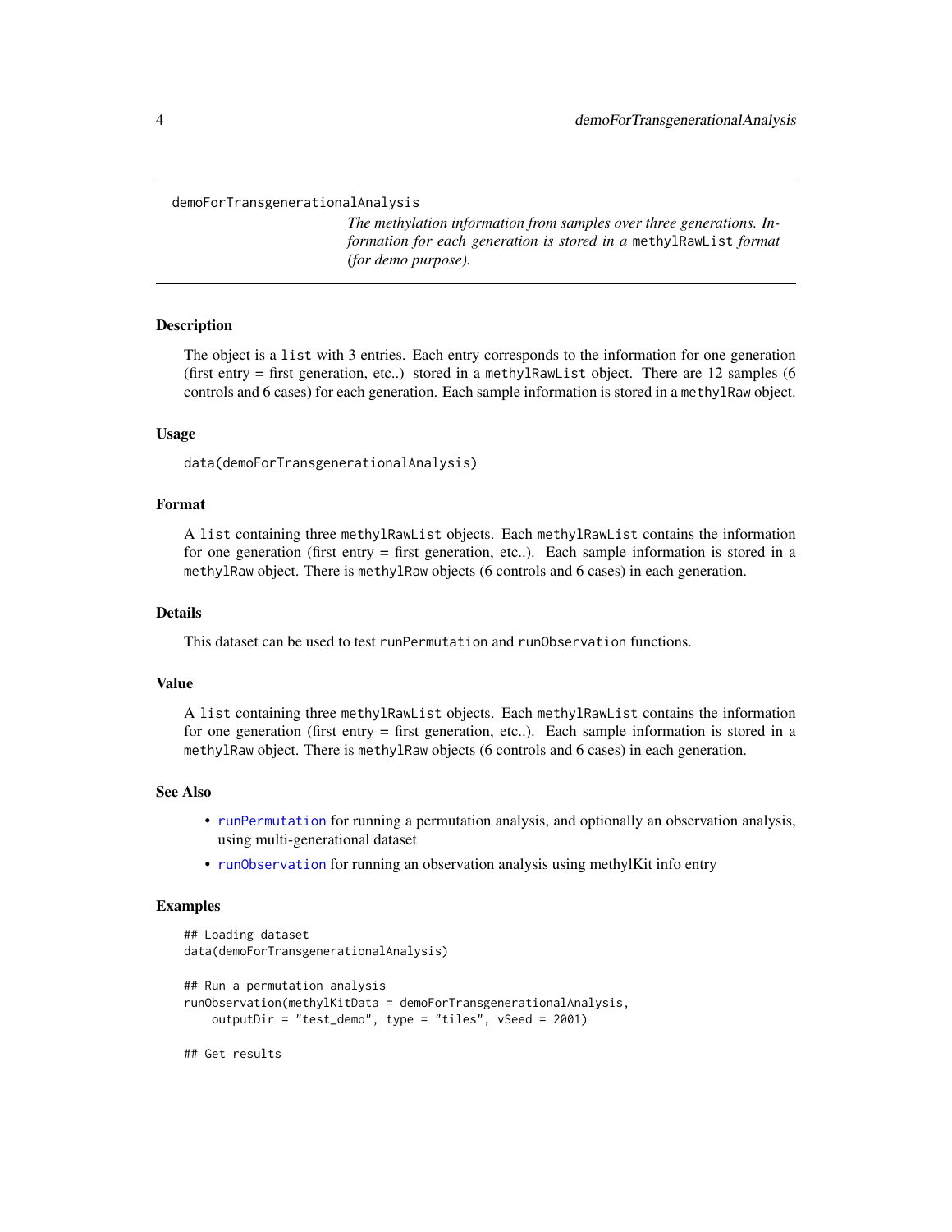demoForTransgenerationalAnalysis

*The methylation information from samples over three generations. Information for each generation is stored in a* `methylRawList` *format (for demo purpose).*

## Description

The object is a `list` with 3 entries. Each entry corresponds to the information for one generation (first entry = first generation, etc..) stored in a `methylRawList` object. There are 12 samples (6 controls and 6 cases) for each generation. Each sample information is stored in a `methylRaw` object.

## Usage

```
data(demoForTransgenerationalAnalysis)
```

## Format

A `list` containing three `methylRawList` objects. Each `methylRawList` contains the information for one generation (first entry = first generation, etc..). Each sample information is stored in a `methylRaw` object. There is `methylRaw` objects (6 controls and 6 cases) in each generation.

## Details

This dataset can be used to test `runPermutation` and `runObservation` functions.

## Value

A `list` containing three `methylRawList` objects. Each `methylRawList` contains the information for one generation (first entry = first generation, etc..). Each sample information is stored in a `methylRaw` object. There is `methylRaw` objects (6 controls and 6 cases) in each generation.

## See Also

- `runPermutation` for running a permutation analysis, and optionally an observation analysis, using multi-generational dataset
- `runObservation` for running an observation analysis using methylKit info entry

## Examples

```
## Loading dataset
data(demoForTransgenerationalAnalysis)

## Run a permutation analysis
runObservation(methylKitData = demoForTransgenerationalAnalysis,
    outputDir = "test_demo", type = "tiles", vSeed = 2001)

## Get results
```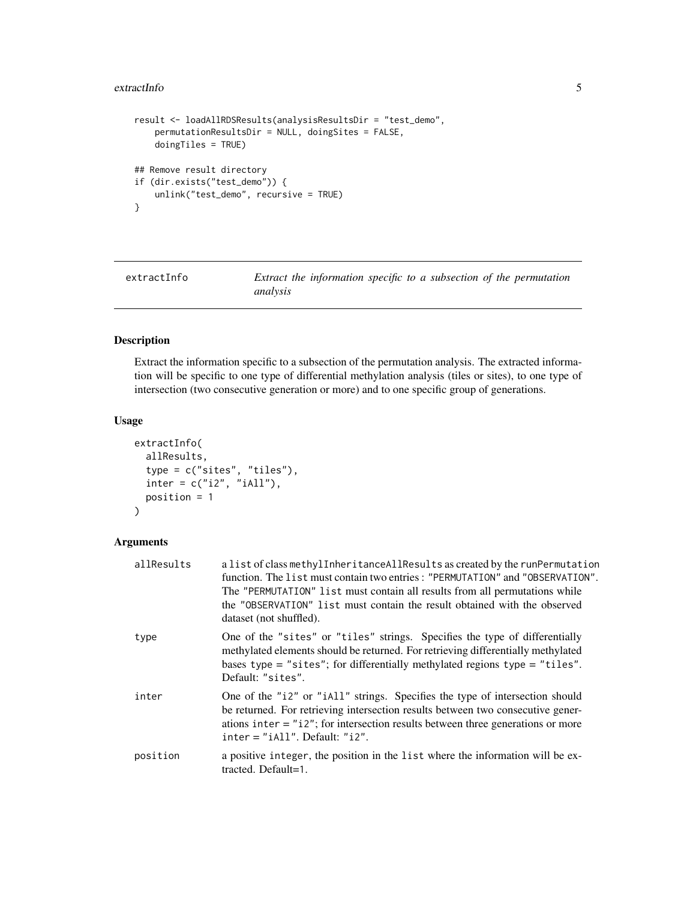```
result <- loadAllRDSResults(analysisResultsDir = "test_demo",
    permutationResultsDir = NULL, doingSites = FALSE,
    doingTiles = TRUE)

## Remove result directory
if (dir.exists("test_demo")) {
    unlink("test_demo", recursive = TRUE)
}
```

## extractInfo *Extract the information specific to a subsection of the permutation analysis*

### Description

Extract the information specific to a subsection of the permutation analysis. The extracted information will be specific to one type of differential methylation analysis (tiles or sites), to one type of intersection (two consecutive generation or more) and to one specific group of generations.

### Usage

```
extractInfo(
  allResults,
  type = c("sites", "tiles"),
  inter = c("i2", "iAll"),
  position = 1
)
```

### Arguments

| | |
|---|---|
| allResults | a `list` of class `methylInheritanceAllResults` as created by the `runPermutation` function. The `list` must contain two entries : `"PERMUTATION"` and `"OBSERVATION"`. The `"PERMUTATION"` `list` must contain all results from all permutations while the `"OBSERVATION"` `list` must contain the result obtained with the observed dataset (not shuffled). |
| type | One of the `"sites"` or `"tiles"` strings. Specifies the type of differentially methylated elements should be returned. For retrieving differentially methylated bases `type = "sites"`; for differentially methylated regions `type = "tiles"`. Default: `"sites"`. |
| inter | One of the `"i2"` or `"iAll"` strings. Specifies the type of intersection should be returned. For retrieving intersection results between two consecutive generations `inter = "i2"`; for intersection results between three generations or more `inter = "iAll"`. Default: `"i2"`. |
| position | a positive `integer`, the position in the `list` where the information will be extracted. Default=1. |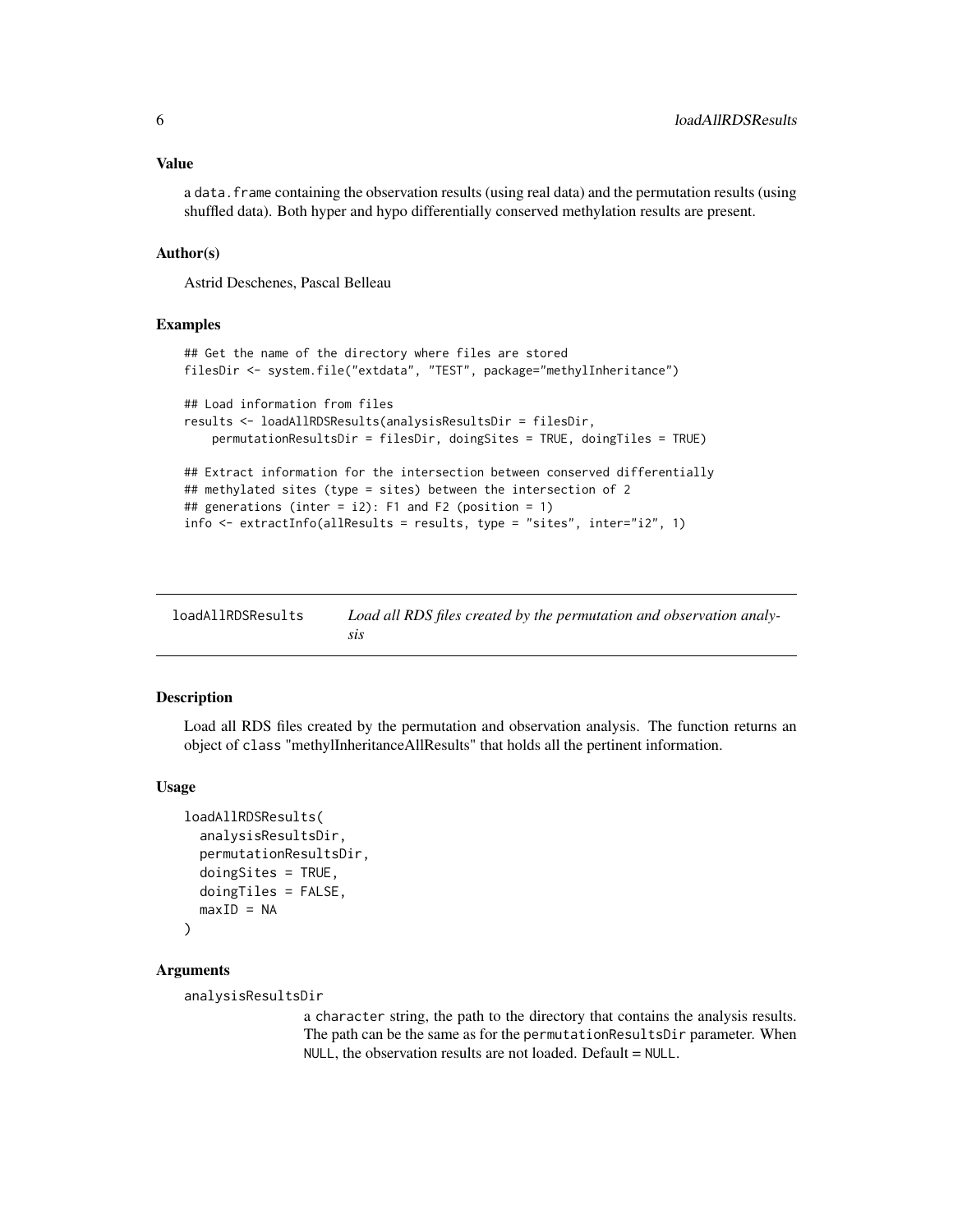## Value

a `data.frame` containing the observation results (using real data) and the permutation results (using shuffled data). Both hyper and hypo differentially conserved methylation results are present.

## Author(s)

Astrid Deschenes, Pascal Belleau

## Examples

```
## Get the name of the directory where files are stored
filesDir <- system.file("extdata", "TEST", package="methylInheritance")

## Load information from files
results <- loadAllRDSResults(analysisResultsDir = filesDir,
    permutationResultsDir = filesDir, doingSites = TRUE, doingTiles = TRUE)

## Extract information for the intersection between conserved differentially
## methylated sites (type = sites) between the intersection of 2
## generations (inter = i2): F1 and F2 (position = 1)
info <- extractInfo(allResults = results, type = "sites", inter="i2", 1)
```

---

# loadAllRDSResults — *Load all RDS files created by the permutation and observation analysis*

## Description

Load all RDS files created by the permutation and observation analysis. The function returns an object of `class` "methylInheritanceAllResults" that holds all the pertinent information.

## Usage

```
loadAllRDSResults(
  analysisResultsDir,
  permutationResultsDir,
  doingSites = TRUE,
  doingTiles = FALSE,
  maxID = NA
)
```

## Arguments

`analysisResultsDir`
: a `character` string, the path to the directory that contains the analysis results. The path can be the same as for the `permutationResultsDir` parameter. When `NULL`, the observation results are not loaded. Default = `NULL`.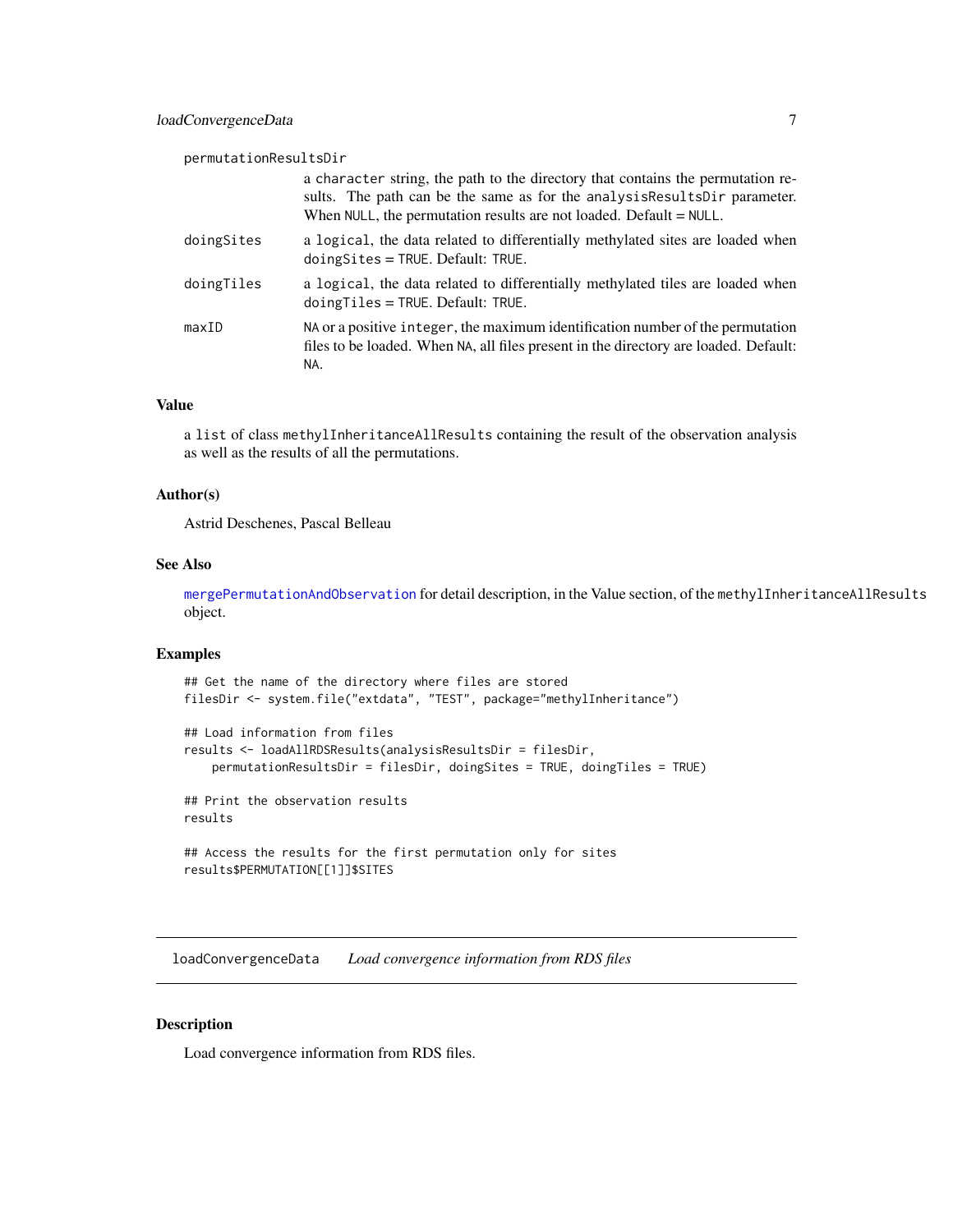permutationResultsDir
: a `character` string, the path to the directory that contains the permutation results. The path can be the same as for the `analysisResultsDir` parameter. When `NULL`, the permutation results are not loaded. Default = `NULL`.

doingSites
: a `logical`, the data related to differentially methylated sites are loaded when `doingSites` = `TRUE`. Default: `TRUE`.

doingTiles
: a `logical`, the data related to differentially methylated tiles are loaded when `doingTiles` = `TRUE`. Default: `TRUE`.

maxID
: `NA` or a positive `integer`, the maximum identification number of the permutation files to be loaded. When `NA`, all files present in the directory are loaded. Default: `NA`.

### Value

a `list` of class `methylInheritanceAllResults` containing the result of the observation analysis as well as the results of all the permutations.

### Author(s)

Astrid Deschenes, Pascal Belleau

### See Also

`mergePermutationAndObservation` for detail description, in the Value section, of the `methylInheritanceAllResults` object.

### Examples

```
## Get the name of the directory where files are stored
filesDir <- system.file("extdata", "TEST", package="methylInheritance")

## Load information from files
results <- loadAllRDSResults(analysisResultsDir = filesDir,
    permutationResultsDir = filesDir, doingSites = TRUE, doingTiles = TRUE)

## Print the observation results
results

## Access the results for the first permutation only for sites
results$PERMUTATION[[1]]$SITES
```

---

## loadConvergenceData — *Load convergence information from RDS files*

---

### Description

Load convergence information from RDS files.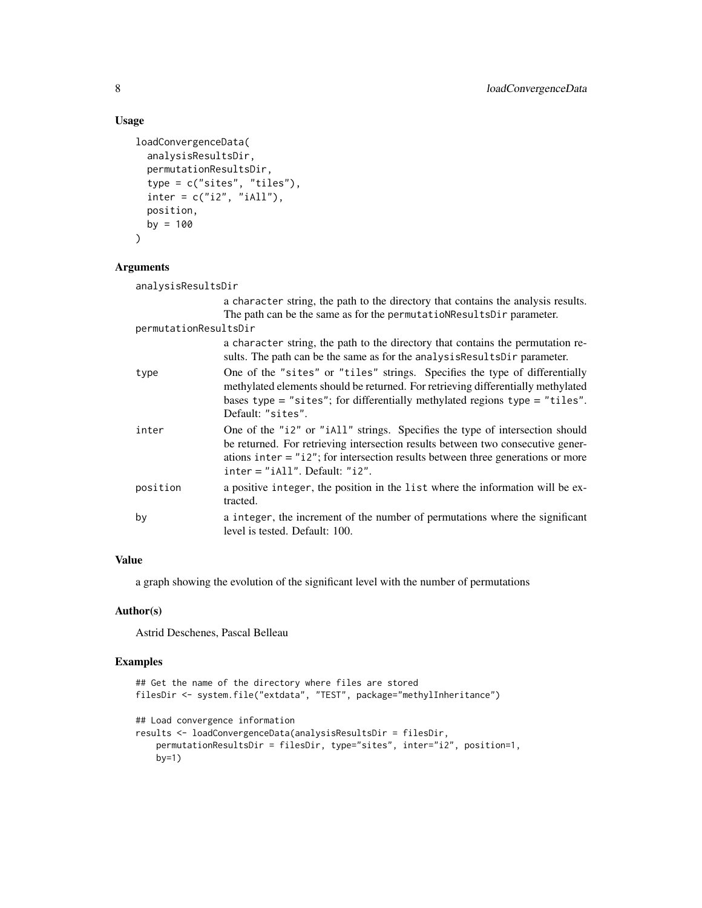## Usage

```
loadConvergenceData(
  analysisResultsDir,
  permutationResultsDir,
  type = c("sites", "tiles"),
  inter = c("i2", "iAll"),
  position,
  by = 100
)
```

## Arguments

| | |
|---|---|
| analysisResultsDir | a character string, the path to the directory that contains the analysis results. The path can be the same as for the permutatioNResultsDir parameter. |
| permutationResultsDir | a character string, the path to the directory that contains the permutation results. The path can be the same as for the analysisResultsDir parameter. |
| type | One of the "sites" or "tiles" strings. Specifies the type of differentially methylated elements should be returned. For retrieving differentially methylated bases type = "sites"; for differentially methylated regions type = "tiles". Default: "sites". |
| inter | One of the "i2" or "iAll" strings. Specifies the type of intersection should be returned. For retrieving intersection results between two consecutive generations inter = "i2"; for intersection results between three generations or more inter = "iAll". Default: "i2". |
| position | a positive integer, the position in the list where the information will be extracted. |
| by | a integer, the increment of the number of permutations where the significant level is tested. Default: 100. |

## Value

a graph showing the evolution of the significant level with the number of permutations

## Author(s)

Astrid Deschenes, Pascal Belleau

## Examples

```
## Get the name of the directory where files are stored
filesDir <- system.file("extdata", "TEST", package="methylInheritance")

## Load convergence information
results <- loadConvergenceData(analysisResultsDir = filesDir,
    permutationResultsDir = filesDir, type="sites", inter="i2", position=1,
    by=1)
```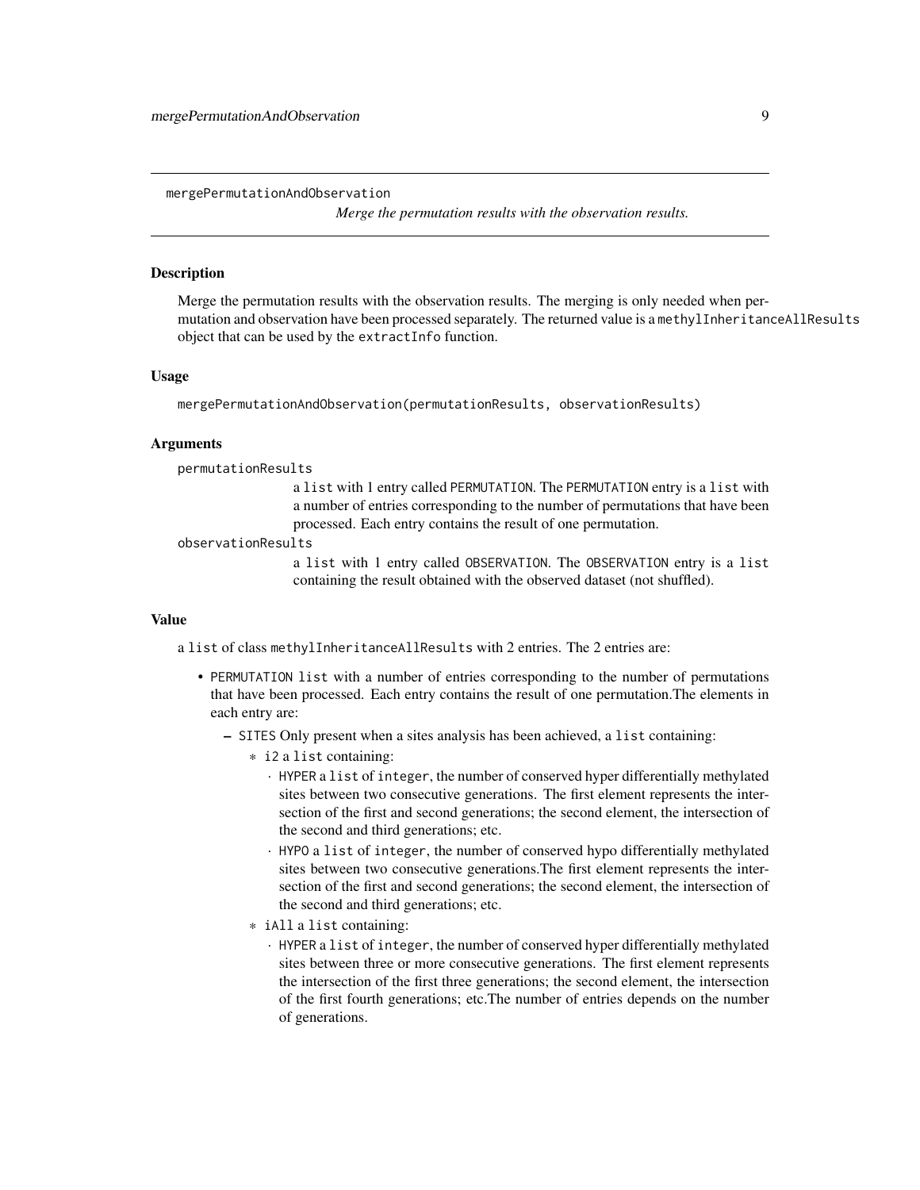## mergePermutationAndObservation

*Merge the permutation results with the observation results.*

### Description

Merge the permutation results with the observation results. The merging is only needed when permutation and observation have been processed separately. The returned value is a `methylInheritanceAllResults` object that can be used by the `extractInfo` function.

### Usage

```
mergePermutationAndObservation(permutationResults, observationResults)
```

### Arguments

`permutationResults`
: a `list` with 1 entry called `PERMUTATION`. The `PERMUTATION` entry is a `list` with a number of entries corresponding to the number of permutations that have been processed. Each entry contains the result of one permutation.

`observationResults`
: a `list` with 1 entry called `OBSERVATION`. The `OBSERVATION` entry is a `list` containing the result obtained with the observed dataset (not shuffled).

### Value

a `list` of class `methylInheritanceAllResults` with 2 entries. The 2 entries are:

- `PERMUTATION` `list` with a number of entries corresponding to the number of permutations that have been processed. Each entry contains the result of one permutation.The elements in each entry are:
  - `SITES` Only present when a sites analysis has been achieved, a `list` containing:
    - `i2` a `list` containing:
      - `HYPER` a `list` of `integer`, the number of conserved hyper differentially methylated sites between two consecutive generations. The first element represents the intersection of the first and second generations; the second element, the intersection of the second and third generations; etc.
      - `HYPO` a `list` of `integer`, the number of conserved hypo differentially methylated sites between two consecutive generations.The first element represents the intersection of the first and second generations; the second element, the intersection of the second and third generations; etc.
    - `iAll` a `list` containing:
      - `HYPER` a `list` of `integer`, the number of conserved hyper differentially methylated sites between three or more consecutive generations. The first element represents the intersection of the first three generations; the second element, the intersection of the first fourth generations; etc.The number of entries depends on the number of generations.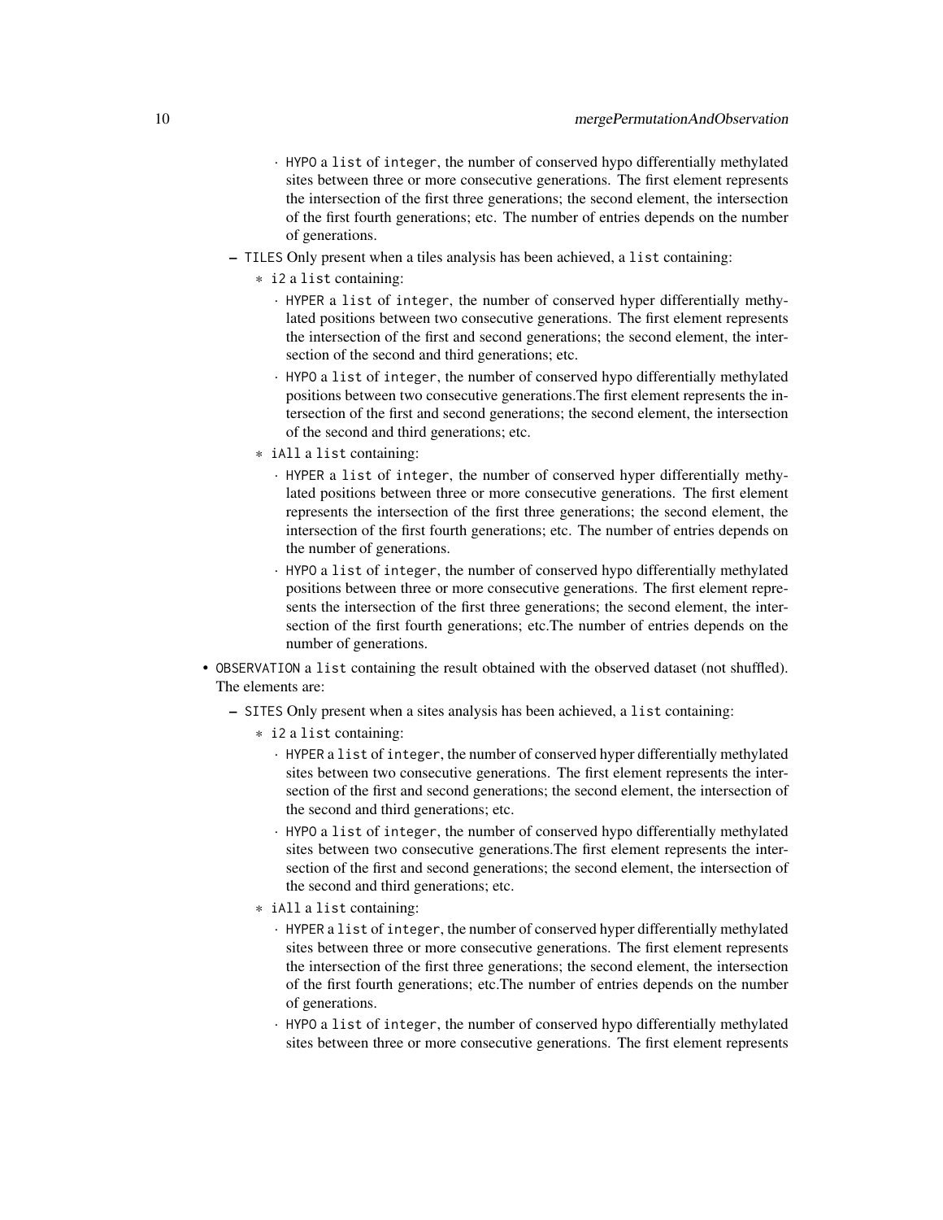- HYPO a `list` of `integer`, the number of conserved hypo differentially methylated sites between three or more consecutive generations. The first element represents the intersection of the first three generations; the second element, the intersection of the first fourth generations; etc. The number of entries depends on the number of generations.

- TILES Only present when a tiles analysis has been achieved, a `list` containing:
  - i2 a `list` containing:
    - HYPER a `list` of `integer`, the number of conserved hyper differentially methylated positions between two consecutive generations. The first element represents the intersection of the first and second generations; the second element, the intersection of the second and third generations; etc.
    - HYPO a `list` of `integer`, the number of conserved hypo differentially methylated positions between two consecutive generations.The first element represents the intersection of the first and second generations; the second element, the intersection of the second and third generations; etc.
  - iAll a `list` containing:
    - HYPER a `list` of `integer`, the number of conserved hyper differentially methylated positions between three or more consecutive generations. The first element represents the intersection of the first three generations; the second element, the intersection of the first fourth generations; etc. The number of entries depends on the number of generations.
    - HYPO a `list` of `integer`, the number of conserved hypo differentially methylated positions between three or more consecutive generations. The first element represents the intersection of the first three generations; the second element, the intersection of the first fourth generations; etc.The number of entries depends on the number of generations.

- OBSERVATION a `list` containing the result obtained with the observed dataset (not shuffled). The elements are:
  - SITES Only present when a sites analysis has been achieved, a `list` containing:
    - i2 a `list` containing:
      - HYPER a `list` of `integer`, the number of conserved hyper differentially methylated sites between two consecutive generations. The first element represents the intersection of the first and second generations; the second element, the intersection of the second and third generations; etc.
      - HYPO a `list` of `integer`, the number of conserved hypo differentially methylated sites between two consecutive generations.The first element represents the intersection of the first and second generations; the second element, the intersection of the second and third generations; etc.
    - iAll a `list` containing:
      - HYPER a `list` of `integer`, the number of conserved hyper differentially methylated sites between three or more consecutive generations. The first element represents the intersection of the first three generations; the second element, the intersection of the first fourth generations; etc.The number of entries depends on the number of generations.
      - HYPO a `list` of `integer`, the number of conserved hypo differentially methylated sites between three or more consecutive generations. The first element represents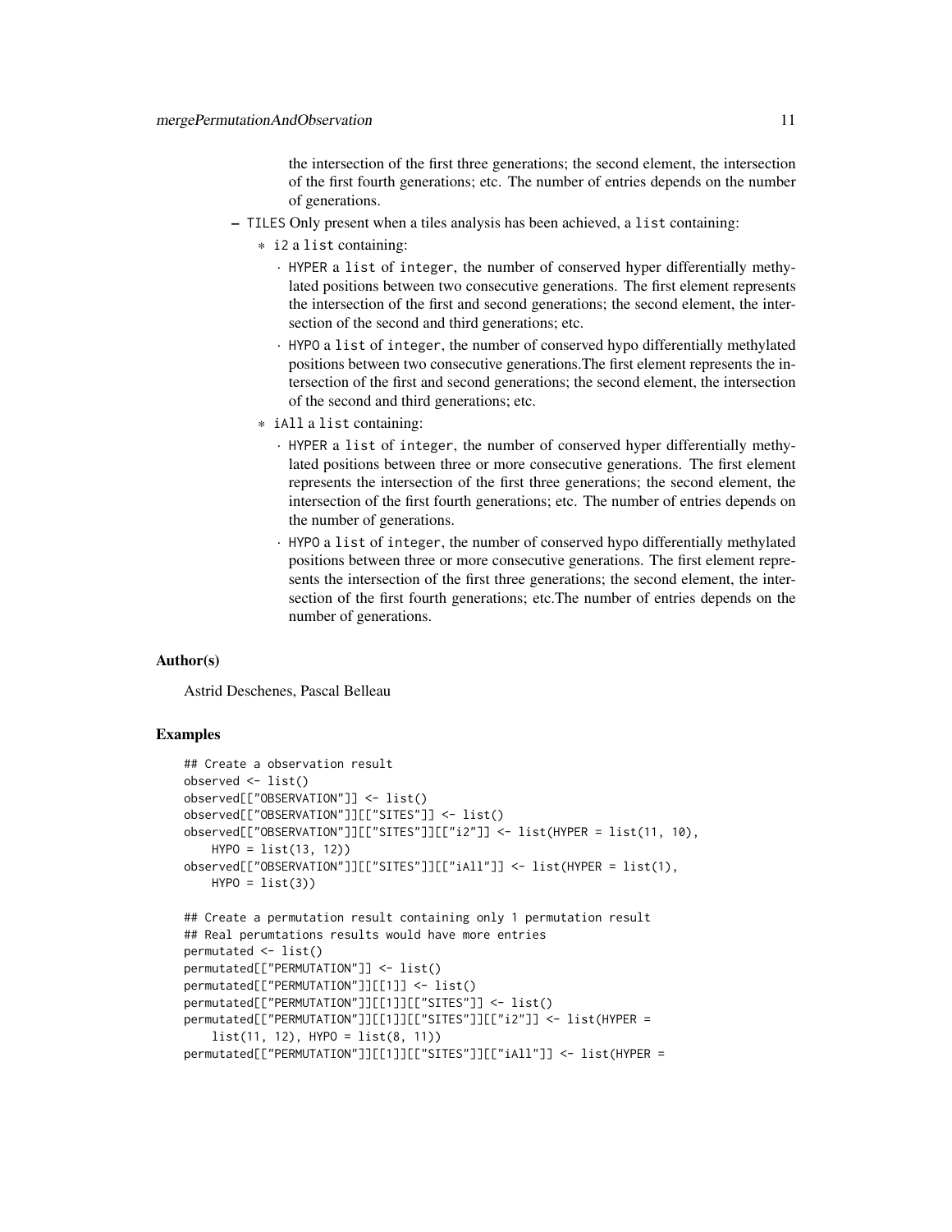the intersection of the first three generations; the second element, the intersection of the first fourth generations; etc. The number of entries depends on the number of generations.

- TILES Only present when a tiles analysis has been achieved, a list containing:
  - i2 a list containing:
    - HYPER a list of integer, the number of conserved hyper differentially methylated positions between two consecutive generations. The first element represents the intersection of the first and second generations; the second element, the intersection of the second and third generations; etc.
    - HYPO a list of integer, the number of conserved hypo differentially methylated positions between two consecutive generations.The first element represents the intersection of the first and second generations; the second element, the intersection of the second and third generations; etc.
  - iAll a list containing:
    - HYPER a list of integer, the number of conserved hyper differentially methylated positions between three or more consecutive generations. The first element represents the intersection of the first three generations; the second element, the intersection of the first fourth generations; etc. The number of entries depends on the number of generations.
    - HYPO a list of integer, the number of conserved hypo differentially methylated positions between three or more consecutive generations. The first element represents the intersection of the first three generations; the second element, the intersection of the first fourth generations; etc.The number of entries depends on the number of generations.

### Author(s)

Astrid Deschenes, Pascal Belleau

### Examples

```
## Create a observation result
observed <- list()
observed[["OBSERVATION"]] <- list()
observed[["OBSERVATION"]][["SITES"]] <- list()
observed[["OBSERVATION"]][["SITES"]][["i2"]] <- list(HYPER = list(11, 10),
    HYPO = list(13, 12))
observed[["OBSERVATION"]][["SITES"]][["iAll"]] <- list(HYPER = list(1),
    HYPO = list(3))

## Create a permutation result containing only 1 permutation result
## Real perumtations results would have more entries
permutated <- list()
permutated[["PERMUTATION"]] <- list()
permutated[["PERMUTATION"]][[1]] <- list()
permutated[["PERMUTATION"]][[1]][["SITES"]] <- list()
permutated[["PERMUTATION"]][[1]][["SITES"]][["i2"]] <- list(HYPER =
    list(11, 12), HYPO = list(8, 11))
permutated[["PERMUTATION"]][[1]][["SITES"]][["iAll"]] <- list(HYPER =
```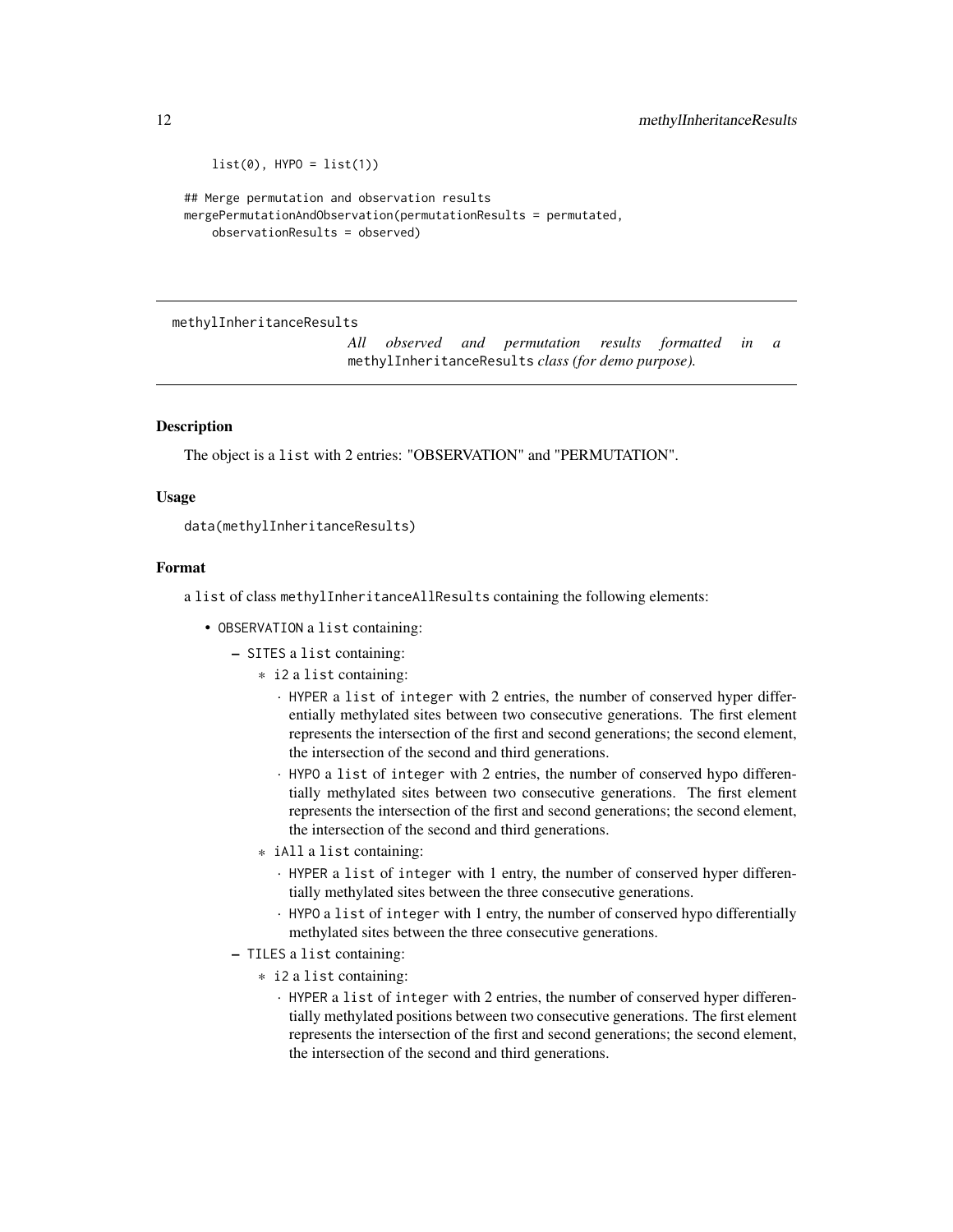```
    list(0), HYPO = list(1))

## Merge permutation and observation results
mergePermutationAndObservation(permutationResults = permutated,
    observationResults = observed)
```

## methylInheritanceResults

*All observed and permutation results formatted in a* `methylInheritanceResults` *class (for demo purpose).*

### Description

The object is a `list` with 2 entries: "OBSERVATION" and "PERMUTATION".

### Usage

```
data(methylInheritanceResults)
```

### Format

a `list` of class `methylInheritanceAllResults` containing the following elements:

- `OBSERVATION` a `list` containing:
  - `SITES` a `list` containing:
    - `i2` a `list` containing:
      - `HYPER` a `list` of `integer` with 2 entries, the number of conserved hyper differentially methylated sites between two consecutive generations. The first element represents the intersection of the first and second generations; the second element, the intersection of the second and third generations.
      - `HYPO` a `list` of `integer` with 2 entries, the number of conserved hypo differentially methylated sites between two consecutive generations. The first element represents the intersection of the first and second generations; the second element, the intersection of the second and third generations.
    - `iAll` a `list` containing:
      - `HYPER` a `list` of `integer` with 1 entry, the number of conserved hyper differentially methylated sites between the three consecutive generations.
      - `HYPO` a `list` of `integer` with 1 entry, the number of conserved hypo differentially methylated sites between the three consecutive generations.
  - `TILES` a `list` containing:
    - `i2` a `list` containing:
      - `HYPER` a `list` of `integer` with 2 entries, the number of conserved hyper differentially methylated positions between two consecutive generations. The first element represents the intersection of the first and second generations; the second element, the intersection of the second and third generations.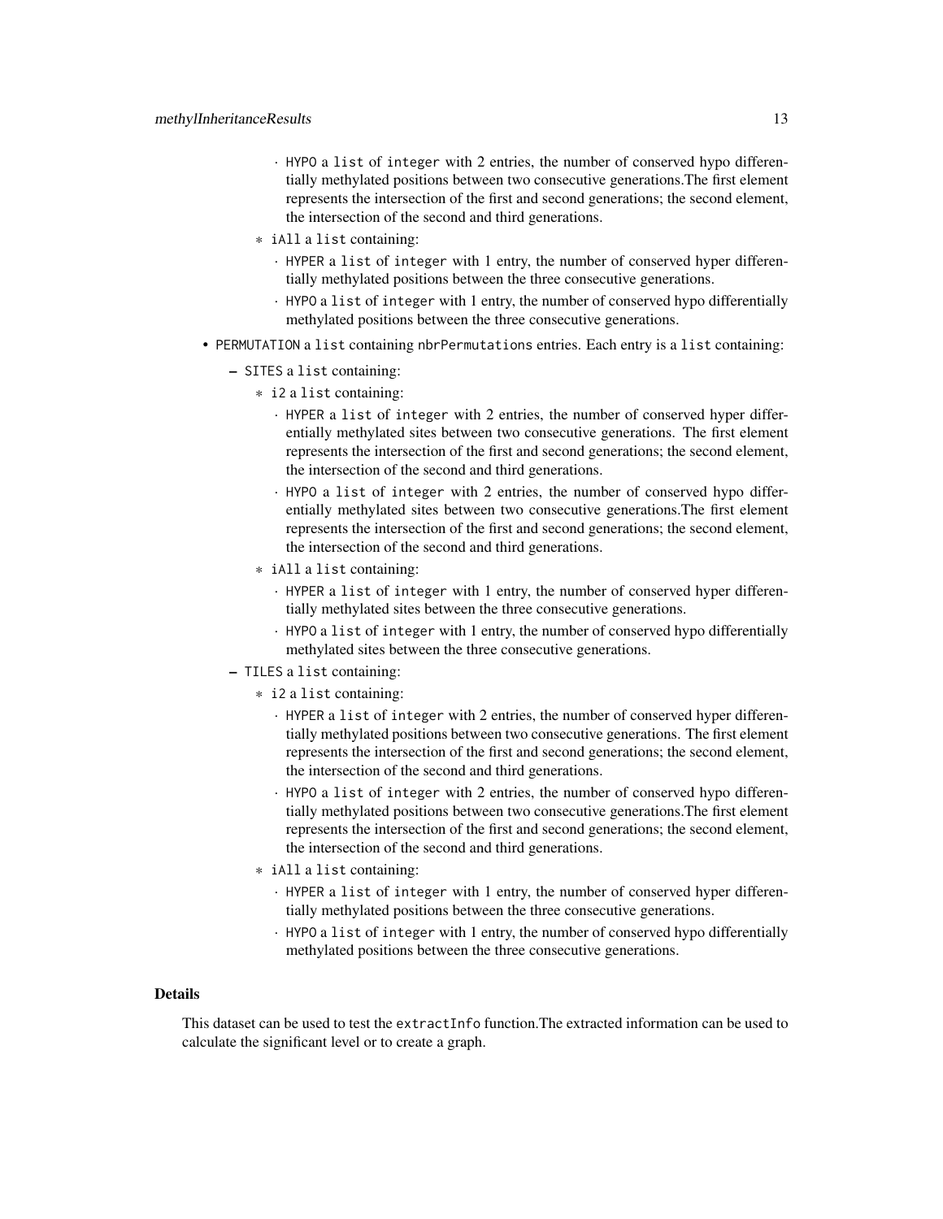- HYPO a list of integer with 2 entries, the number of conserved hypo differentially methylated positions between two consecutive generations.The first element represents the intersection of the first and second generations; the second element, the intersection of the second and third generations.
    - iAll a list containing:
        - HYPER a list of integer with 1 entry, the number of conserved hyper differentially methylated positions between the three consecutive generations.
        - HYPO a list of integer with 1 entry, the number of conserved hypo differentially methylated positions between the three consecutive generations.

- PERMUTATION a list containing nbrPermutations entries. Each entry is a list containing:
  - SITES a list containing:
    - i2 a list containing:
      - HYPER a list of integer with 2 entries, the number of conserved hyper differentially methylated sites between two consecutive generations. The first element represents the intersection of the first and second generations; the second element, the intersection of the second and third generations.
      - HYPO a list of integer with 2 entries, the number of conserved hypo differentially methylated sites between two consecutive generations.The first element represents the intersection of the first and second generations; the second element, the intersection of the second and third generations.
    - iAll a list containing:
      - HYPER a list of integer with 1 entry, the number of conserved hyper differentially methylated sites between the three consecutive generations.
      - HYPO a list of integer with 1 entry, the number of conserved hypo differentially methylated sites between the three consecutive generations.
  - TILES a list containing:
    - i2 a list containing:
      - HYPER a list of integer with 2 entries, the number of conserved hyper differentially methylated positions between two consecutive generations. The first element represents the intersection of the first and second generations; the second element, the intersection of the second and third generations.
      - HYPO a list of integer with 2 entries, the number of conserved hypo differentially methylated positions between two consecutive generations.The first element represents the intersection of the first and second generations; the second element, the intersection of the second and third generations.
    - iAll a list containing:
      - HYPER a list of integer with 1 entry, the number of conserved hyper differentially methylated positions between the three consecutive generations.
      - HYPO a list of integer with 1 entry, the number of conserved hypo differentially methylated positions between the three consecutive generations.

## Details

This dataset can be used to test the extractInfo function.The extracted information can be used to calculate the significant level or to create a graph.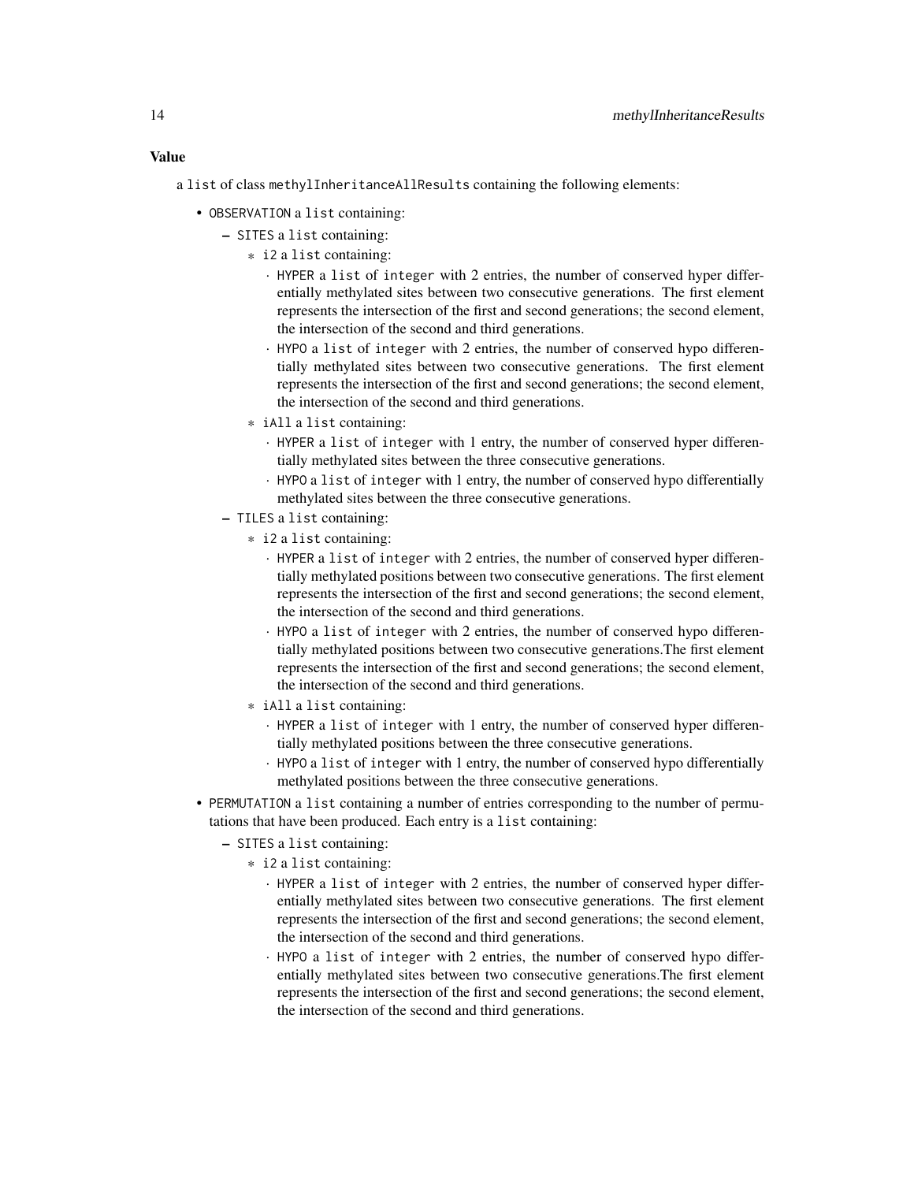### Value

a `list` of class `methylInheritanceAllResults` containing the following elements:

- `OBSERVATION` a `list` containing:
  - `SITES` a `list` containing:
    - `i2` a `list` containing:
      - `HYPER` a `list` of `integer` with 2 entries, the number of conserved hyper differentially methylated sites between two consecutive generations. The first element represents the intersection of the first and second generations; the second element, the intersection of the second and third generations.
      - `HYPO` a `list` of `integer` with 2 entries, the number of conserved hypo differentially methylated sites between two consecutive generations. The first element represents the intersection of the first and second generations; the second element, the intersection of the second and third generations.
    - `iAll` a `list` containing:
      - `HYPER` a `list` of `integer` with 1 entry, the number of conserved hyper differentially methylated sites between the three consecutive generations.
      - `HYPO` a `list` of `integer` with 1 entry, the number of conserved hypo differentially methylated sites between the three consecutive generations.
  - `TILES` a `list` containing:
    - `i2` a `list` containing:
      - `HYPER` a `list` of `integer` with 2 entries, the number of conserved hyper differentially methylated positions between two consecutive generations. The first element represents the intersection of the first and second generations; the second element, the intersection of the second and third generations.
      - `HYPO` a `list` of `integer` with 2 entries, the number of conserved hypo differentially methylated positions between two consecutive generations.The first element represents the intersection of the first and second generations; the second element, the intersection of the second and third generations.
    - `iAll` a `list` containing:
      - `HYPER` a `list` of `integer` with 1 entry, the number of conserved hyper differentially methylated positions between the three consecutive generations.
      - `HYPO` a `list` of `integer` with 1 entry, the number of conserved hypo differentially methylated positions between the three consecutive generations.
- `PERMUTATION` a `list` containing a number of entries corresponding to the number of permutations that have been produced. Each entry is a `list` containing:
  - `SITES` a `list` containing:
    - `i2` a `list` containing:
      - `HYPER` a `list` of `integer` with 2 entries, the number of conserved hyper differentially methylated sites between two consecutive generations. The first element represents the intersection of the first and second generations; the second element, the intersection of the second and third generations.
      - `HYPO` a `list` of `integer` with 2 entries, the number of conserved hypo differentially methylated sites between two consecutive generations.The first element represents the intersection of the first and second generations; the second element, the intersection of the second and third generations.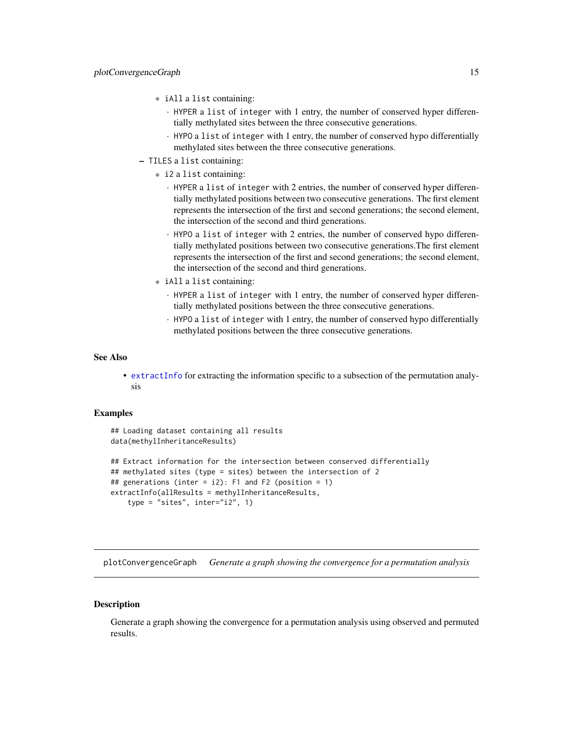- iAll a list containing:
        - HYPER a list of integer with 1 entry, the number of conserved hyper differentially methylated sites between the three consecutive generations.
        - HYPO a list of integer with 1 entry, the number of conserved hypo differentially methylated sites between the three consecutive generations.
- TILES a list containing:
    - i2 a list containing:
        - HYPER a list of integer with 2 entries, the number of conserved hyper differentially methylated positions between two consecutive generations. The first element represents the intersection of the first and second generations; the second element, the intersection of the second and third generations.
        - HYPO a list of integer with 2 entries, the number of conserved hypo differentially methylated positions between two consecutive generations.The first element represents the intersection of the first and second generations; the second element, the intersection of the second and third generations.
    - iAll a list containing:
        - HYPER a list of integer with 1 entry, the number of conserved hyper differentially methylated positions between the three consecutive generations.
        - HYPO a list of integer with 1 entry, the number of conserved hypo differentially methylated positions between the three consecutive generations.

### See Also

- extractInfo for extracting the information specific to a subsection of the permutation analysis

### Examples

```
## Loading dataset containing all results
data(methylInheritanceResults)

## Extract information for the intersection between conserved differentially
## methylated sites (type = sites) between the intersection of 2
## generations (inter = i2): F1 and F2 (position = 1)
extractInfo(allResults = methylInheritanceResults,
    type = "sites", inter="i2", 1)
```

---

## plotConvergenceGraph *Generate a graph showing the convergence for a permutation analysis*

### Description

Generate a graph showing the convergence for a permutation analysis using observed and permuted results.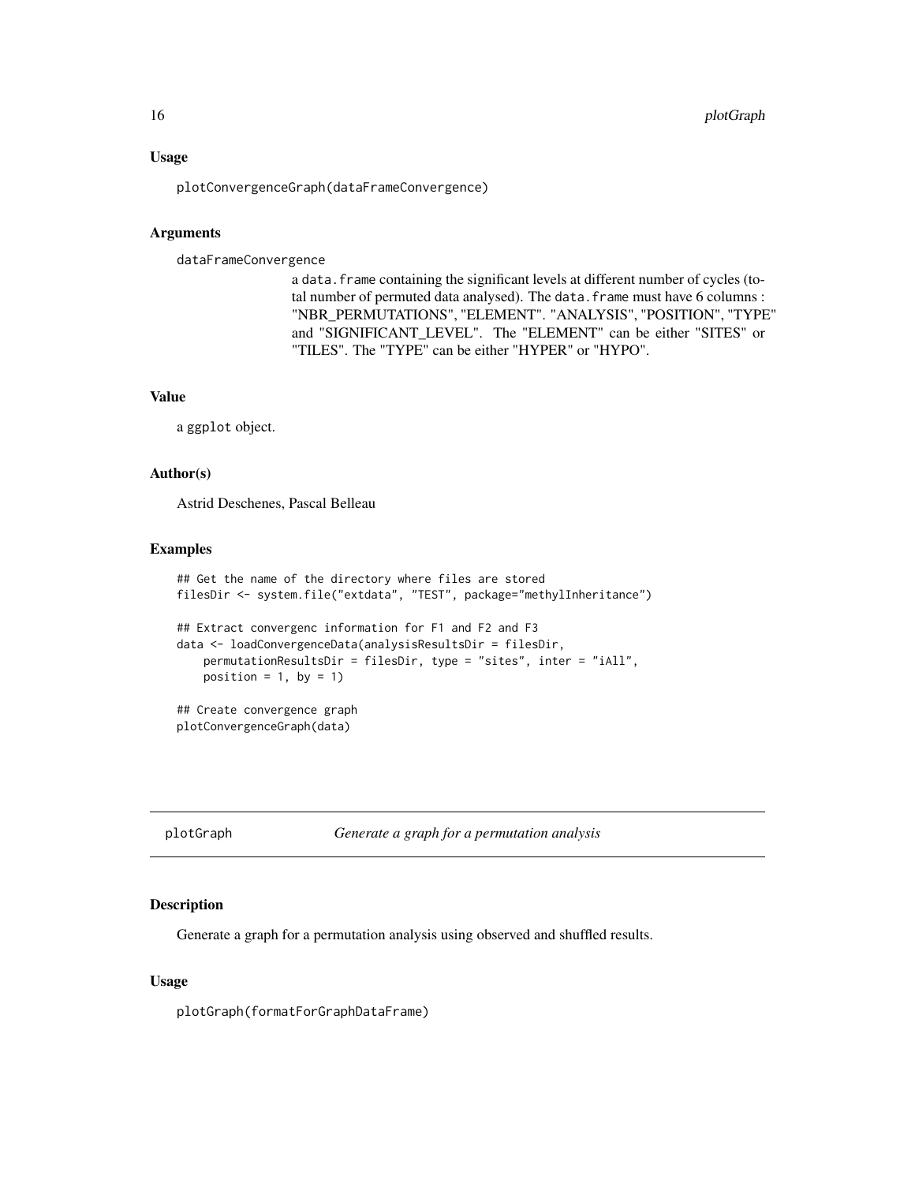### Usage

```
plotConvergenceGraph(dataFrameConvergence)
```

### Arguments

dataFrameConvergence
: a data.frame containing the significant levels at different number of cycles (total number of permuted data analysed). The data.frame must have 6 columns : "NBR_PERMUTATIONS", "ELEMENT". "ANALYSIS", "POSITION", "TYPE" and "SIGNIFICANT_LEVEL". The "ELEMENT" can be either "SITES" or "TILES". The "TYPE" can be either "HYPER" or "HYPO".

### Value

a ggplot object.

### Author(s)

Astrid Deschenes, Pascal Belleau

### Examples

```
## Get the name of the directory where files are stored
filesDir <- system.file("extdata", "TEST", package="methylInheritance")

## Extract convergenc information for F1 and F2 and F3
data <- loadConvergenceData(analysisResultsDir = filesDir,
    permutationResultsDir = filesDir, type = "sites", inter = "iAll",
    position = 1, by = 1)

## Create convergence graph
plotConvergenceGraph(data)
```

---

## plotGraph *Generate a graph for a permutation analysis*

### Description

Generate a graph for a permutation analysis using observed and shuffled results.

### Usage

```
plotGraph(formatForGraphDataFrame)
```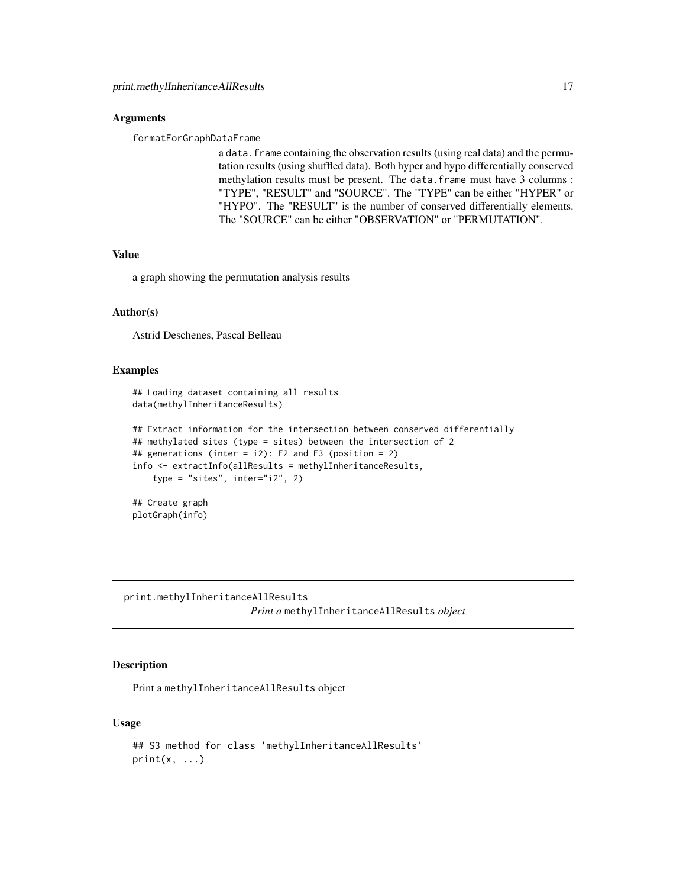### Arguments

formatForGraphDataFrame

a data.frame containing the observation results (using real data) and the permutation results (using shuffled data). Both hyper and hypo differentially conserved methylation results must be present. The data.frame must have 3 columns : "TYPE", "RESULT" and "SOURCE". The "TYPE" can be either "HYPER" or "HYPO". The "RESULT" is the number of conserved differentially elements. The "SOURCE" can be either "OBSERVATION" or "PERMUTATION".

### Value

a graph showing the permutation analysis results

### Author(s)

Astrid Deschenes, Pascal Belleau

### Examples

```
## Loading dataset containing all results
data(methylInheritanceResults)

## Extract information for the intersection between conserved differentially
## methylated sites (type = sites) between the intersection of 2
## generations (inter = i2): F2 and F3 (position = 2)
info <- extractInfo(allResults = methylInheritanceResults,
    type = "sites", inter="i2", 2)

## Create graph
plotGraph(info)
```

## print.methylInheritanceAllResults

*Print a* methylInheritanceAllResults *object*

### Description

Print a methylInheritanceAllResults object

### Usage

```
## S3 method for class 'methylInheritanceAllResults'
print(x, ...)
```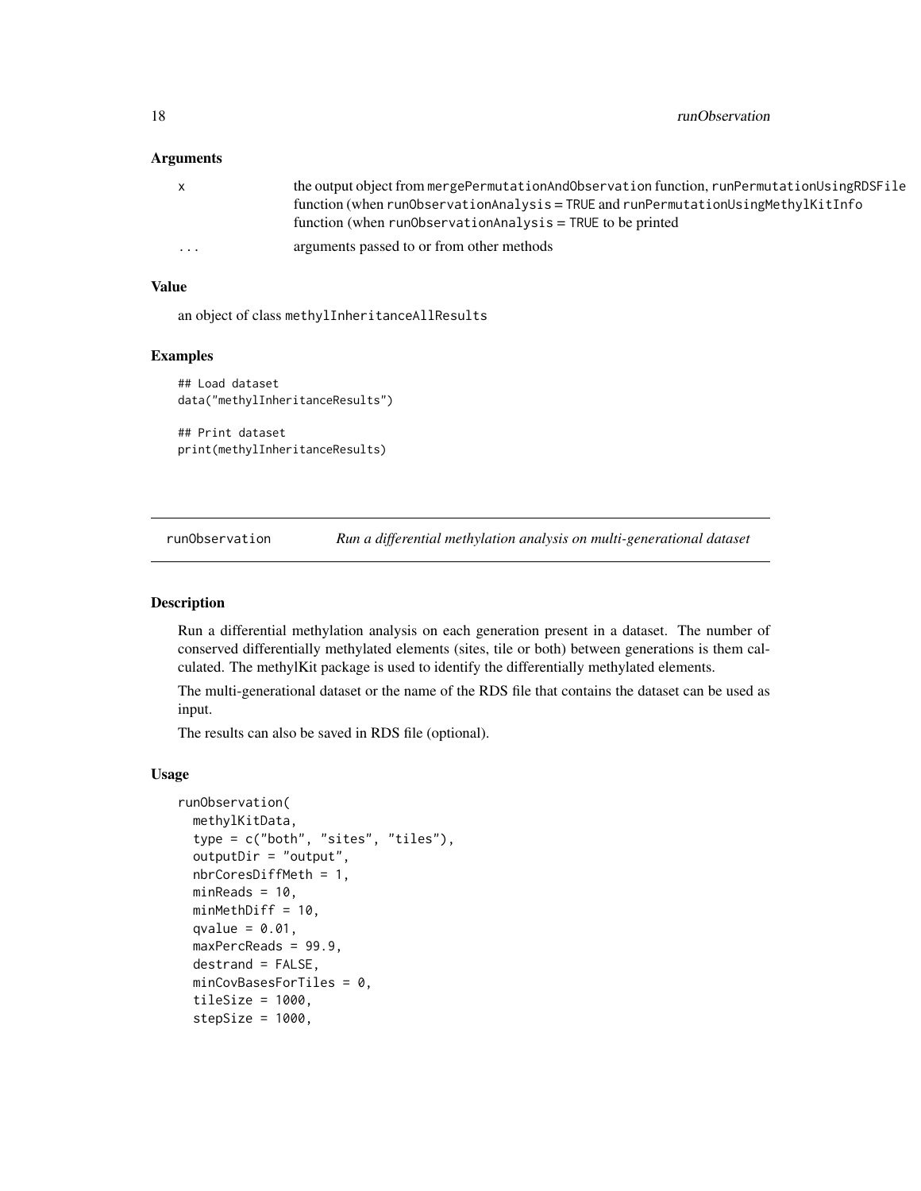### Arguments

| | |
|---|---|
| x | the output object from mergePermutationAndObservation function, runPermutationUsingRDSFile function (when runObservationAnalysis = TRUE and runPermutationUsingMethylKitInfo function (when runObservationAnalysis = TRUE to be printed |
| ... | arguments passed to or from other methods |

### Value

an object of class methylInheritanceAllResults

### Examples

```
## Load dataset
data("methylInheritanceResults")

## Print dataset
print(methylInheritanceResults)
```

## runObservation — *Run a differential methylation analysis on multi-generational dataset*

### Description

Run a differential methylation analysis on each generation present in a dataset. The number of conserved differentially methylated elements (sites, tile or both) between generations is them calculated. The methylKit package is used to identify the differentially methylated elements.

The multi-generational dataset or the name of the RDS file that contains the dataset can be used as input.

The results can also be saved in RDS file (optional).

### Usage

```
runObservation(
  methylKitData,
  type = c("both", "sites", "tiles"),
  outputDir = "output",
  nbrCoresDiffMeth = 1,
  minReads = 10,
  minMethDiff = 10,
  qvalue = 0.01,
  maxPercReads = 99.9,
  destrand = FALSE,
  minCovBasesForTiles = 0,
  tileSize = 1000,
  stepSize = 1000,
```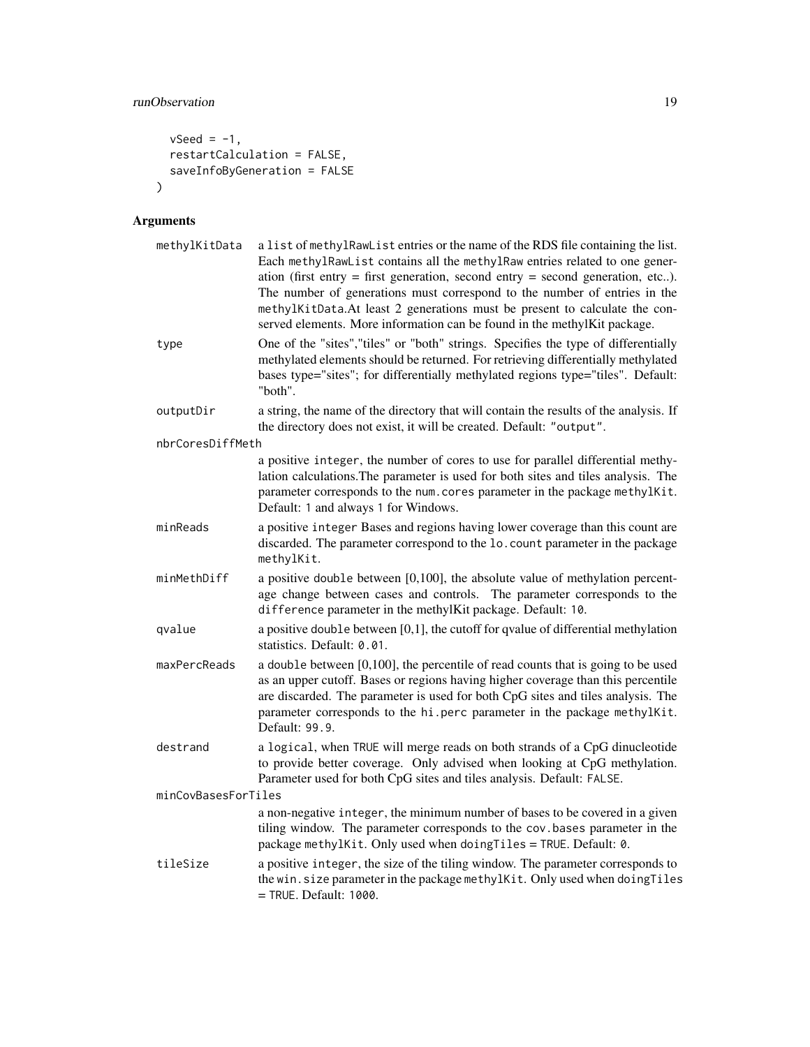```
  vSeed = -1,
  restartCalculation = FALSE,
  saveInfoByGeneration = FALSE
)
```

## Arguments

**methylKitData** a list of methylRawList entries or the name of the RDS file containing the list. Each methylRawList contains all the methylRaw entries related to one generation (first entry = first generation, second entry = second generation, etc..). The number of generations must correspond to the number of entries in the methylKitData.At least 2 generations must be present to calculate the conserved elements. More information can be found in the methylKit package.

**type** One of the "sites","tiles" or "both" strings. Specifies the type of differentially methylated elements should be returned. For retrieving differentially methylated bases type="sites"; for differentially methylated regions type="tiles". Default: "both".

**outputDir** a string, the name of the directory that will contain the results of the analysis. If the directory does not exist, it will be created. Default: "output".

**nbrCoresDiffMeth** a positive integer, the number of cores to use for parallel differential methylation calculations.The parameter is used for both sites and tiles analysis. The parameter corresponds to the num.cores parameter in the package methylKit. Default: 1 and always 1 for Windows.

**minReads** a positive integer Bases and regions having lower coverage than this count are discarded. The parameter correspond to the lo.count parameter in the package methylKit.

**minMethDiff** a positive double between [0,100], the absolute value of methylation percentage change between cases and controls. The parameter corresponds to the difference parameter in the methylKit package. Default: 10.

**qvalue** a positive double between [0,1], the cutoff for qvalue of differential methylation statistics. Default: 0.01.

**maxPercReads** a double between [0,100], the percentile of read counts that is going to be used as an upper cutoff. Bases or regions having higher coverage than this percentile are discarded. The parameter is used for both CpG sites and tiles analysis. The parameter corresponds to the hi.perc parameter in the package methylKit. Default: 99.9.

**destrand** a logical, when TRUE will merge reads on both strands of a CpG dinucleotide to provide better coverage. Only advised when looking at CpG methylation. Parameter used for both CpG sites and tiles analysis. Default: FALSE.

**minCovBasesForTiles** a non-negative integer, the minimum number of bases to be covered in a given tiling window. The parameter corresponds to the cov.bases parameter in the package methylKit. Only used when doingTiles = TRUE. Default: 0.

**tileSize** a positive integer, the size of the tiling window. The parameter corresponds to the win.size parameter in the package methylKit. Only used when doingTiles = TRUE. Default: 1000.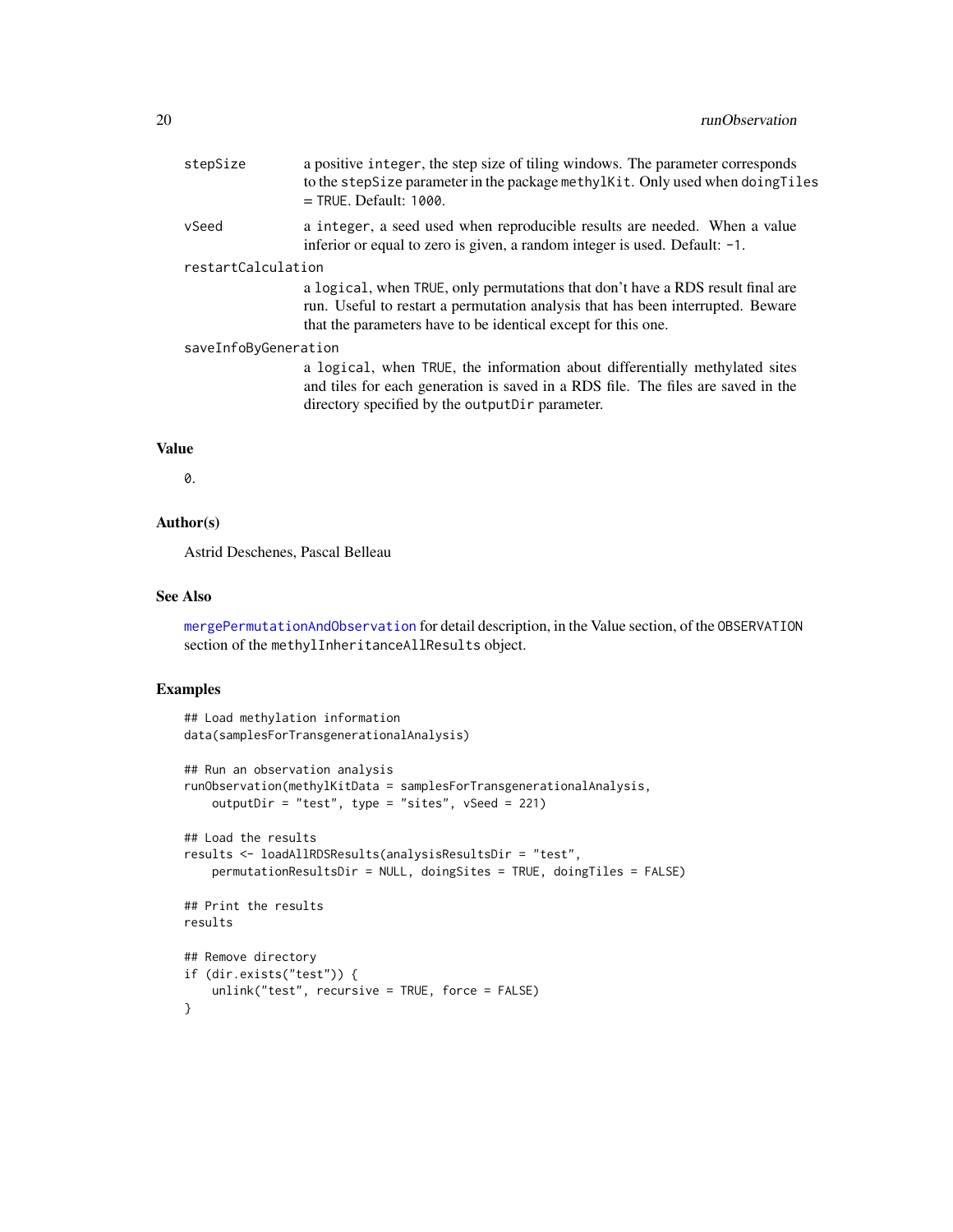stepSize
: a positive `integer`, the step size of tiling windows. The parameter corresponds to the `stepSize` parameter in the package `methylKit`. Only used when `doingTiles = TRUE`. Default: `1000`.

vSeed
: a `integer`, a seed used when reproducible results are needed. When a value inferior or equal to zero is given, a random integer is used. Default: `-1`.

restartCalculation
: a `logical`, when `TRUE`, only permutations that don't have a RDS result final are run. Useful to restart a permutation analysis that has been interrupted. Beware that the parameters have to be identical except for this one.

saveInfoByGeneration
: a `logical`, when `TRUE`, the information about differentially methylated sites and tiles for each generation is saved in a RDS file. The files are saved in the directory specified by the `outputDir` parameter.

## Value

`0`.

## Author(s)

Astrid Deschenes, Pascal Belleau

## See Also

mergePermutationAndObservation for detail description, in the Value section, of the `OBSERVATION` section of the `methylInheritanceAllResults` object.

## Examples

```
## Load methylation information
data(samplesForTransgenerationalAnalysis)

## Run an observation analysis
runObservation(methylKitData = samplesForTransgenerationalAnalysis,
    outputDir = "test", type = "sites", vSeed = 221)

## Load the results
results <- loadAllRDSResults(analysisResultsDir = "test",
    permutationResultsDir = NULL, doingSites = TRUE, doingTiles = FALSE)

## Print the results
results

## Remove directory
if (dir.exists("test")) {
    unlink("test", recursive = TRUE, force = FALSE)
}
```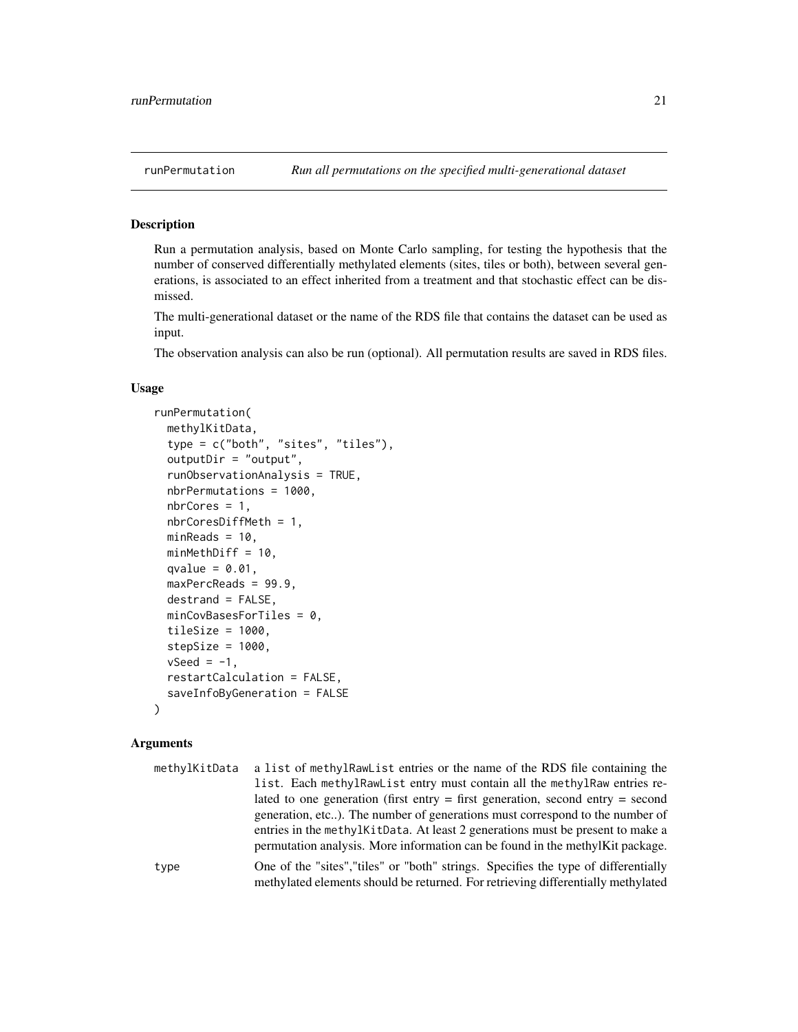# runPermutation *Run all permutations on the specified multi-generational dataset*

## Description

Run a permutation analysis, based on Monte Carlo sampling, for testing the hypothesis that the number of conserved differentially methylated elements (sites, tiles or both), between several generations, is associated to an effect inherited from a treatment and that stochastic effect can be dismissed.

The multi-generational dataset or the name of the RDS file that contains the dataset can be used as input.

The observation analysis can also be run (optional). All permutation results are saved in RDS files.

## Usage

```
runPermutation(
  methylKitData,
  type = c("both", "sites", "tiles"),
  outputDir = "output",
  runObservationAnalysis = TRUE,
  nbrPermutations = 1000,
  nbrCores = 1,
  nbrCoresDiffMeth = 1,
  minReads = 10,
  minMethDiff = 10,
  qvalue = 0.01,
  maxPercReads = 99.9,
  destrand = FALSE,
  minCovBasesForTiles = 0,
  tileSize = 1000,
  stepSize = 1000,
  vSeed = -1,
  restartCalculation = FALSE,
  saveInfoByGeneration = FALSE
)
```

## Arguments

| | |
|---|---|
| methylKitData | a list of methylRawList entries or the name of the RDS file containing the list. Each methylRawList entry must contain all the methylRaw entries related to one generation (first entry = first generation, second entry = second generation, etc..). The number of generations must correspond to the number of entries in the methylKitData. At least 2 generations must be present to make a permutation analysis. More information can be found in the methylKit package. |
| type | One of the "sites","tiles" or "both" strings. Specifies the type of differentially methylated elements should be returned. For retrieving differentially methylated |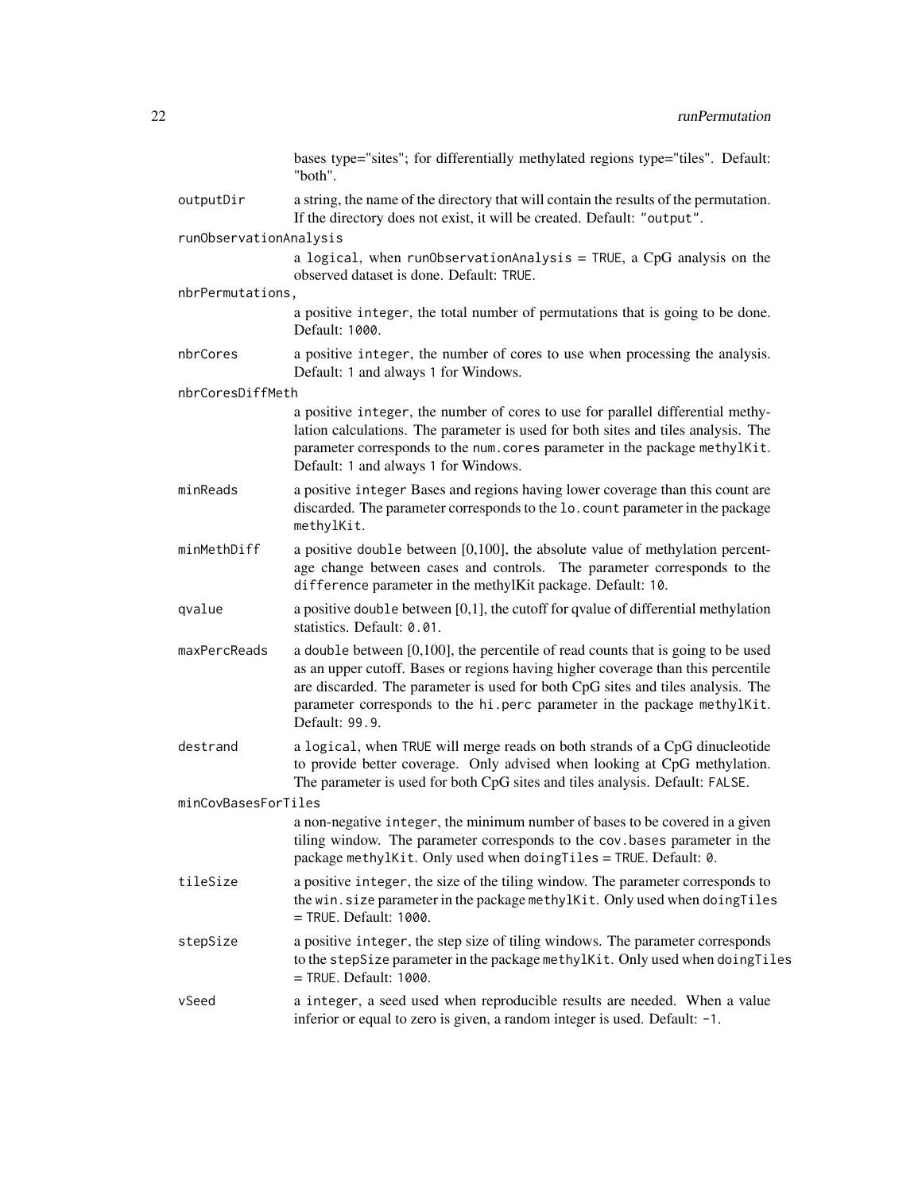bases type="sites"; for differentially methylated regions type="tiles". Default: "both".

`outputDir`
: a string, the name of the directory that will contain the results of the permutation. If the directory does not exist, it will be created. Default: `"output"`.

`runObservationAnalysis`
: a `logical`, when `runObservationAnalysis = TRUE`, a CpG analysis on the observed dataset is done. Default: `TRUE`.

`nbrPermutations,`
: a positive `integer`, the total number of permutations that is going to be done. Default: `1000`.

`nbrCores`
: a positive `integer`, the number of cores to use when processing the analysis. Default: `1` and always `1` for Windows.

`nbrCoresDiffMeth`
: a positive `integer`, the number of cores to use for parallel differential methylation calculations. The parameter is used for both sites and tiles analysis. The parameter corresponds to the `num.cores` parameter in the package `methylKit`. Default: `1` and always `1` for Windows.

`minReads`
: a positive `integer` Bases and regions having lower coverage than this count are discarded. The parameter corresponds to the `lo.count` parameter in the package `methylKit`.

`minMethDiff`
: a positive `double` between [0,100], the absolute value of methylation percentage change between cases and controls. The parameter corresponds to the `difference` parameter in the methylKit package. Default: `10`.

`qvalue`
: a positive `double` between [0,1], the cutoff for qvalue of differential methylation statistics. Default: `0.01`.

`maxPercReads`
: a `double` between [0,100], the percentile of read counts that is going to be used as an upper cutoff. Bases or regions having higher coverage than this percentile are discarded. The parameter is used for both CpG sites and tiles analysis. The parameter corresponds to the `hi.perc` parameter in the package `methylKit`. Default: `99.9`.

`destrand`
: a `logical`, when `TRUE` will merge reads on both strands of a CpG dinucleotide to provide better coverage. Only advised when looking at CpG methylation. The parameter is used for both CpG sites and tiles analysis. Default: `FALSE`.

`minCovBasesForTiles`
: a non-negative `integer`, the minimum number of bases to be covered in a given tiling window. The parameter corresponds to the `cov.bases` parameter in the package `methylKit`. Only used when `doingTiles = TRUE`. Default: `0`.

`tileSize`
: a positive `integer`, the size of the tiling window. The parameter corresponds to the `win.size` parameter in the package `methylKit`. Only used when `doingTiles = TRUE`. Default: `1000`.

`stepSize`
: a positive `integer`, the step size of tiling windows. The parameter corresponds to the `stepSize` parameter in the package `methylKit`. Only used when `doingTiles = TRUE`. Default: `1000`.

`vSeed`
: a `integer`, a seed used when reproducible results are needed. When a value inferior or equal to zero is given, a random integer is used. Default: `-1`.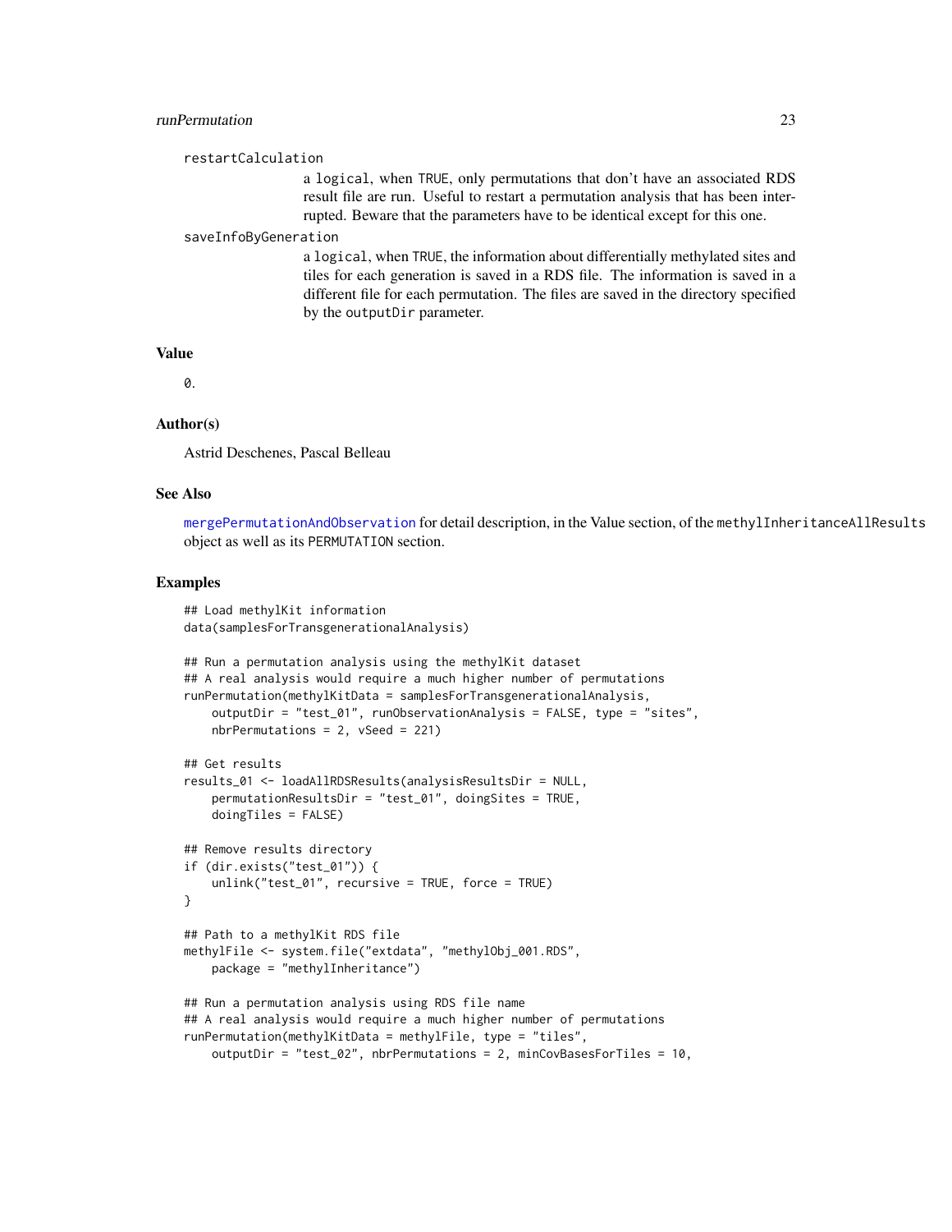restartCalculation
: a logical, when TRUE, only permutations that don't have an associated RDS result file are run. Useful to restart a permutation analysis that has been interrupted. Beware that the parameters have to be identical except for this one.

saveInfoByGeneration
: a logical, when TRUE, the information about differentially methylated sites and tiles for each generation is saved in a RDS file. The information is saved in a different file for each permutation. The files are saved in the directory specified by the outputDir parameter.

## Value

0.

## Author(s)

Astrid Deschenes, Pascal Belleau

## See Also

mergePermutationAndObservation for detail description, in the Value section, of the methylInheritanceAllResults object as well as its PERMUTATION section.

## Examples

```
## Load methylKit information
data(samplesForTransgenerationalAnalysis)

## Run a permutation analysis using the methylKit dataset
## A real analysis would require a much higher number of permutations
runPermutation(methylKitData = samplesForTransgenerationalAnalysis,
    outputDir = "test_01", runObservationAnalysis = FALSE, type = "sites",
    nbrPermutations = 2, vSeed = 221)

## Get results
results_01 <- loadAllRDSResults(analysisResultsDir = NULL,
    permutationResultsDir = "test_01", doingSites = TRUE,
    doingTiles = FALSE)

## Remove results directory
if (dir.exists("test_01")) {
    unlink("test_01", recursive = TRUE, force = TRUE)
}

## Path to a methylKit RDS file
methylFile <- system.file("extdata", "methylObj_001.RDS",
    package = "methylInheritance")

## Run a permutation analysis using RDS file name
## A real analysis would require a much higher number of permutations
runPermutation(methylKitData = methylFile, type = "tiles",
    outputDir = "test_02", nbrPermutations = 2, minCovBasesForTiles = 10,
```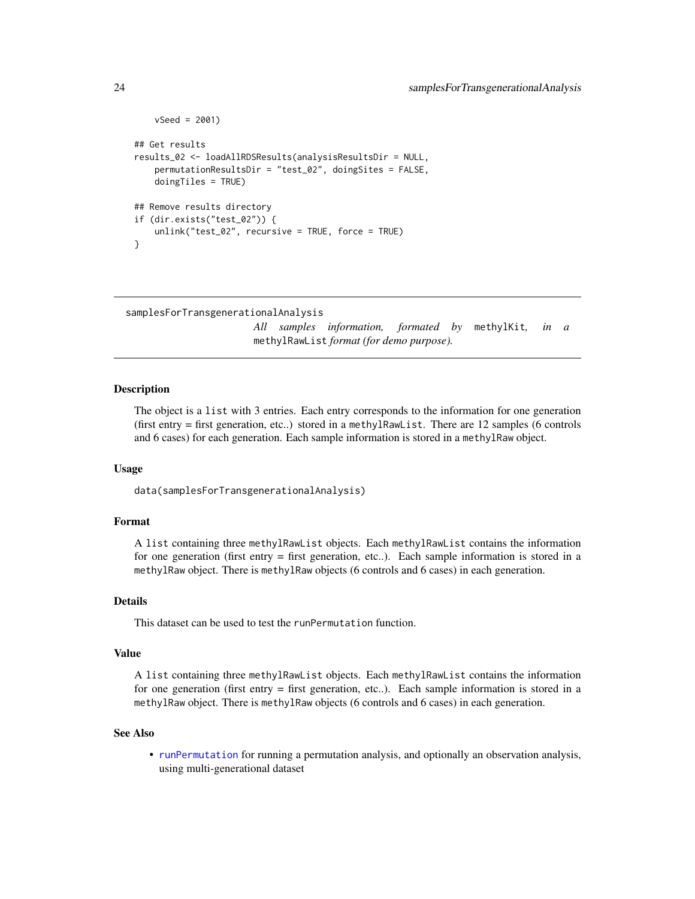```
    vSeed = 2001)

## Get results
results_02 <- loadAllRDSResults(analysisResultsDir = NULL,
    permutationResultsDir = "test_02", doingSites = FALSE,
    doingTiles = TRUE)

## Remove results directory
if (dir.exists("test_02")) {
    unlink("test_02", recursive = TRUE, force = TRUE)
}
```

---

`samplesForTransgenerationalAnalysis`

*All samples information, formated by* `methylKit`*, in a* `methylRawList` *format (for demo purpose).*

---

### Description

The object is a `list` with 3 entries. Each entry corresponds to the information for one generation (first entry = first generation, etc..) stored in a `methylRawList`. There are 12 samples (6 controls and 6 cases) for each generation. Each sample information is stored in a `methylRaw` object.

### Usage

```
data(samplesForTransgenerationalAnalysis)
```

### Format

A `list` containing three `methylRawList` objects. Each `methylRawList` contains the information for one generation (first entry = first generation, etc..). Each sample information is stored in a `methylRaw` object. There is `methylRaw` objects (6 controls and 6 cases) in each generation.

### Details

This dataset can be used to test the `runPermutation` function.

### Value

A `list` containing three `methylRawList` objects. Each `methylRawList` contains the information for one generation (first entry = first generation, etc..). Each sample information is stored in a `methylRaw` object. There is `methylRaw` objects (6 controls and 6 cases) in each generation.

### See Also

- `runPermutation` for running a permutation analysis, and optionally an observation analysis, using multi-generational dataset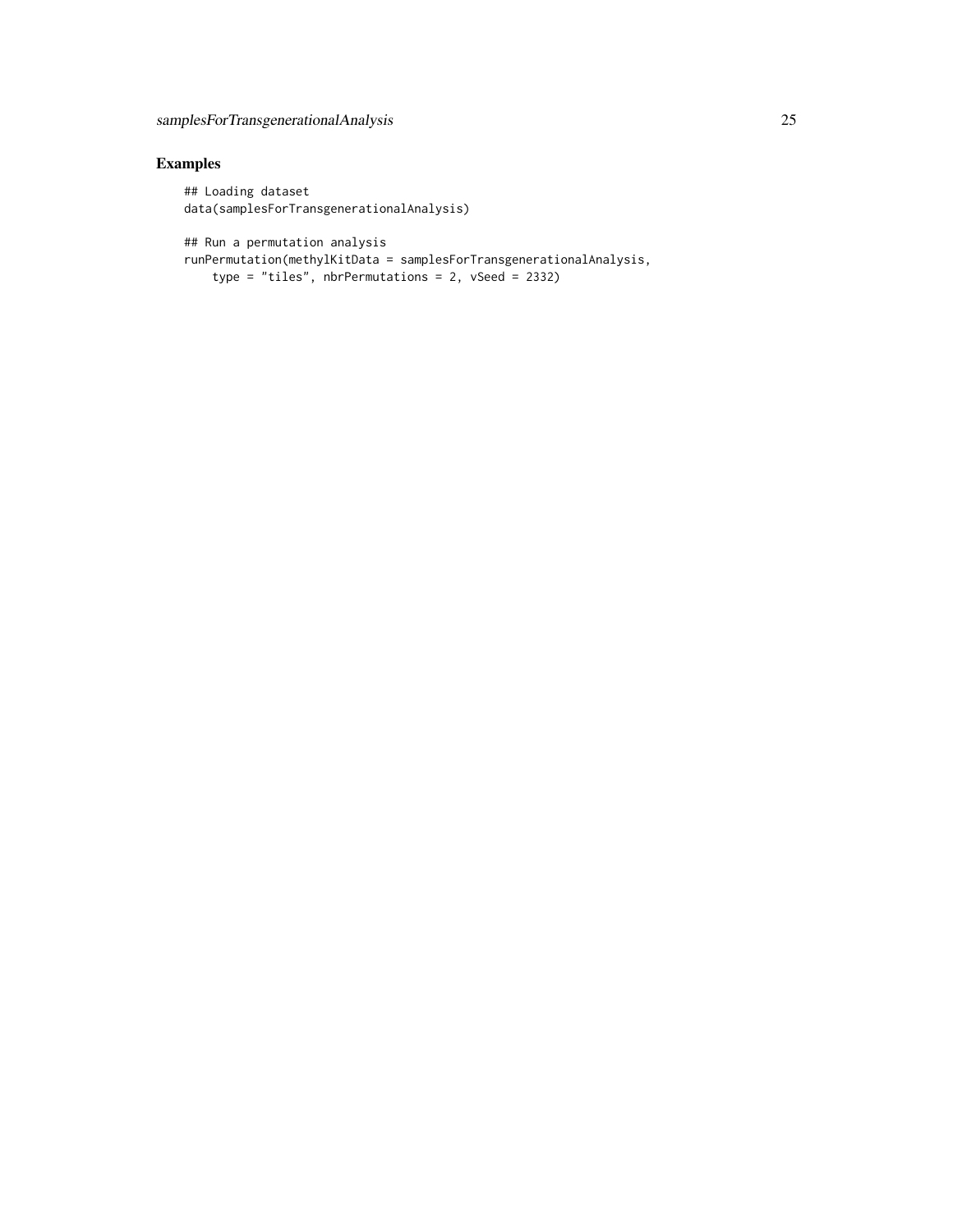## Examples

```
## Loading dataset
data(samplesForTransgenerationalAnalysis)

## Run a permutation analysis
runPermutation(methylKitData = samplesForTransgenerationalAnalysis,
    type = "tiles", nbrPermutations = 2, vSeed = 2332)
```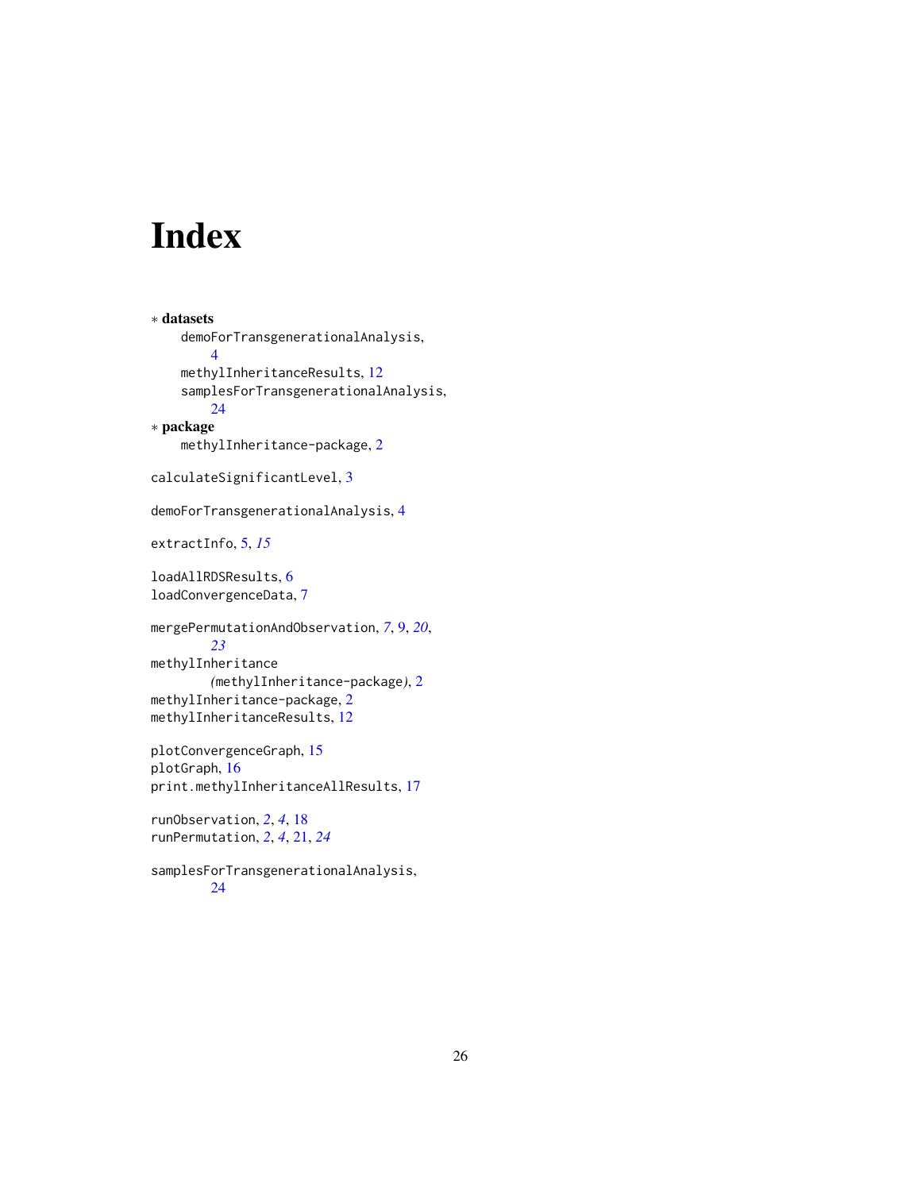# Index

∗ **datasets**
  demoForTransgenerationalAnalysis, 4
  methylInheritanceResults, 12
  samplesForTransgenerationalAnalysis, 24

∗ **package**
  methylInheritance-package, 2

calculateSignificantLevel, 3

demoForTransgenerationalAnalysis, 4

extractInfo, 5, *15*

loadAllRDSResults, 6
loadConvergenceData, 7

mergePermutationAndObservation, *7*, 9, *20*, *23*
methylInheritance (methylInheritance-package), 2
methylInheritance-package, 2
methylInheritanceResults, 12

plotConvergenceGraph, 15
plotGraph, 16
print.methylInheritanceAllResults, 17

runObservation, *2*, *4*, 18
runPermutation, *2*, *4*, 21, *24*

samplesForTransgenerationalAnalysis, 24